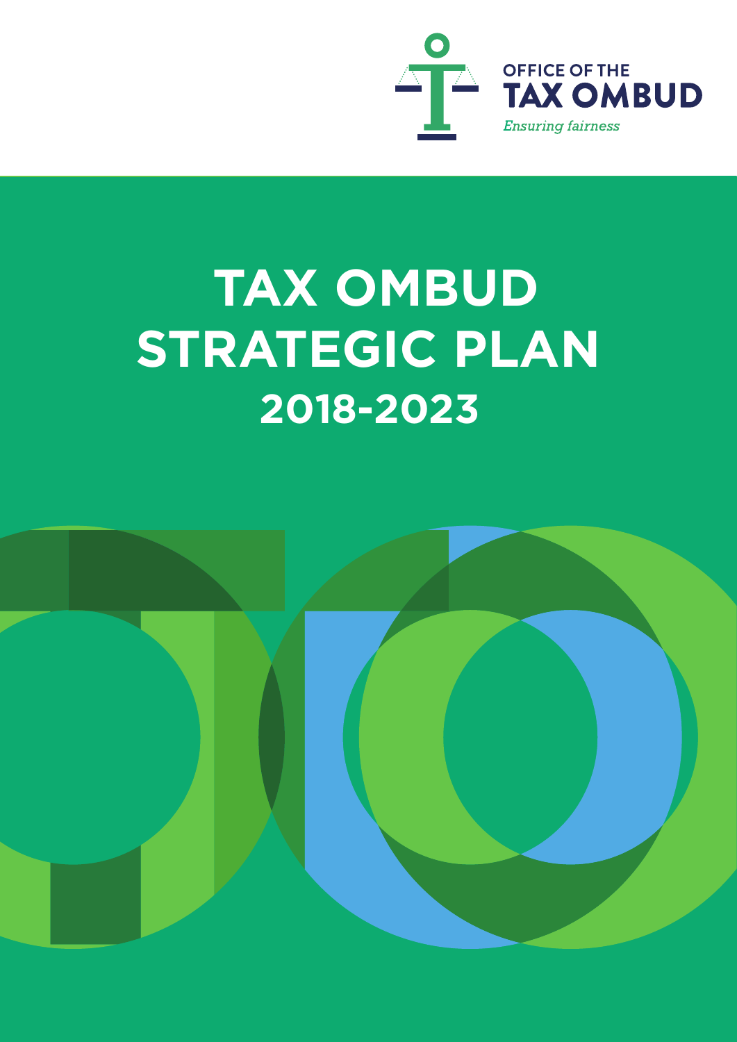OFFICE OF THE
**TAX OMBUD**
*Ensuring fairness*

# TAX OMBUD STRATEGIC PLAN
## 2018-2023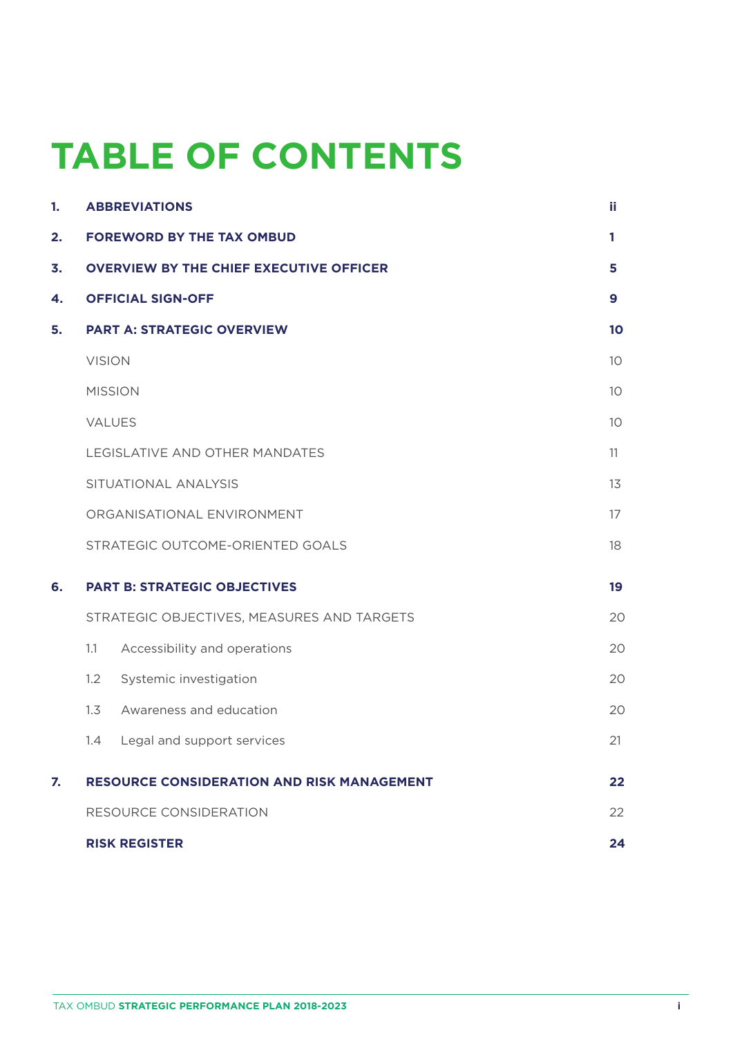# TABLE OF CONTENTS

| | | |
|---|---|---|
| **1.** | **ABBREVIATIONS** | **ii** |
| **2.** | **FOREWORD BY THE TAX OMBUD** | **1** |
| **3.** | **OVERVIEW BY THE CHIEF EXECUTIVE OFFICER** | **5** |
| **4.** | **OFFICIAL SIGN-OFF** | **9** |
| **5.** | **PART A: STRATEGIC OVERVIEW** | **10** |
| | VISION | 10 |
| | MISSION | 10 |
| | VALUES | 10 |
| | LEGISLATIVE AND OTHER MANDATES | 11 |
| | SITUATIONAL ANALYSIS | 13 |
| | ORGANISATIONAL ENVIRONMENT | 17 |
| | STRATEGIC OUTCOME-ORIENTED GOALS | 18 |
| **6.** | **PART B: STRATEGIC OBJECTIVES** | **19** |
| | STRATEGIC OBJECTIVES, MEASURES AND TARGETS | 20 |
| | 1.1 Accessibility and operations | 20 |
| | 1.2 Systemic investigation | 20 |
| | 1.3 Awareness and education | 20 |
| | 1.4 Legal and support services | 21 |
| **7.** | **RESOURCE CONSIDERATION AND RISK MANAGEMENT** | **22** |
| | RESOURCE CONSIDERATION | 22 |
| | **RISK REGISTER** | **24** |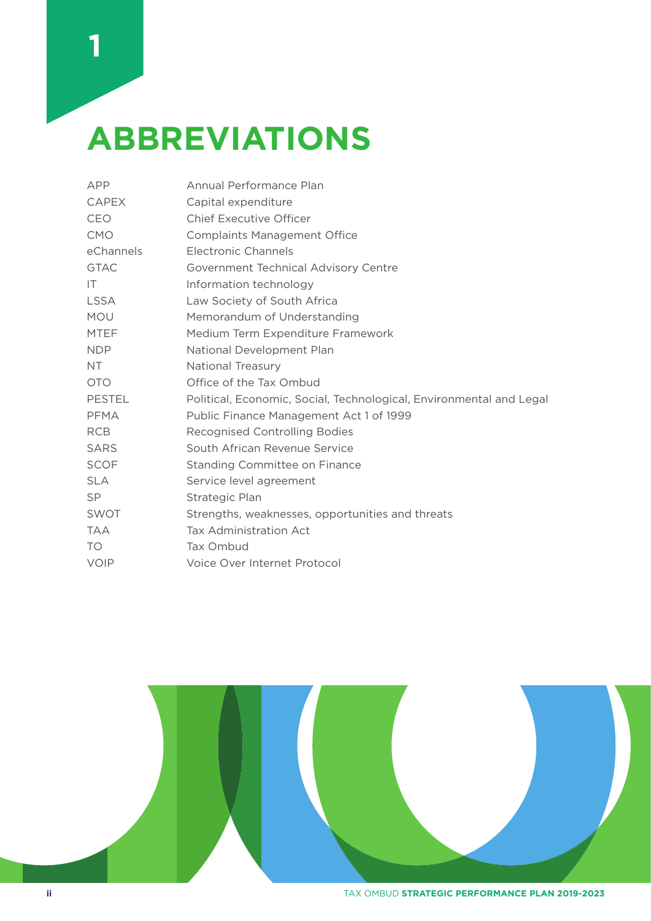# 1 ABBREVIATIONS

| | |
|---|---|
| APP | Annual Performance Plan |
| CAPEX | Capital expenditure |
| CEO | Chief Executive Officer |
| CMO | Complaints Management Office |
| eChannels | Electronic Channels |
| GTAC | Government Technical Advisory Centre |
| IT | Information technology |
| LSSA | Law Society of South Africa |
| MOU | Memorandum of Understanding |
| MTEF | Medium Term Expenditure Framework |
| NDP | National Development Plan |
| NT | National Treasury |
| OTO | Office of the Tax Ombud |
| PESTEL | Political, Economic, Social, Technological, Environmental and Legal |
| PFMA | Public Finance Management Act 1 of 1999 |
| RCB | Recognised Controlling Bodies |
| SARS | South African Revenue Service |
| SCOF | Standing Committee on Finance |
| SLA | Service level agreement |
| SP | Strategic Plan |
| SWOT | Strengths, weaknesses, opportunities and threats |
| TAA | Tax Administration Act |
| TO | Tax Ombud |
| VOIP | Voice Over Internet Protocol |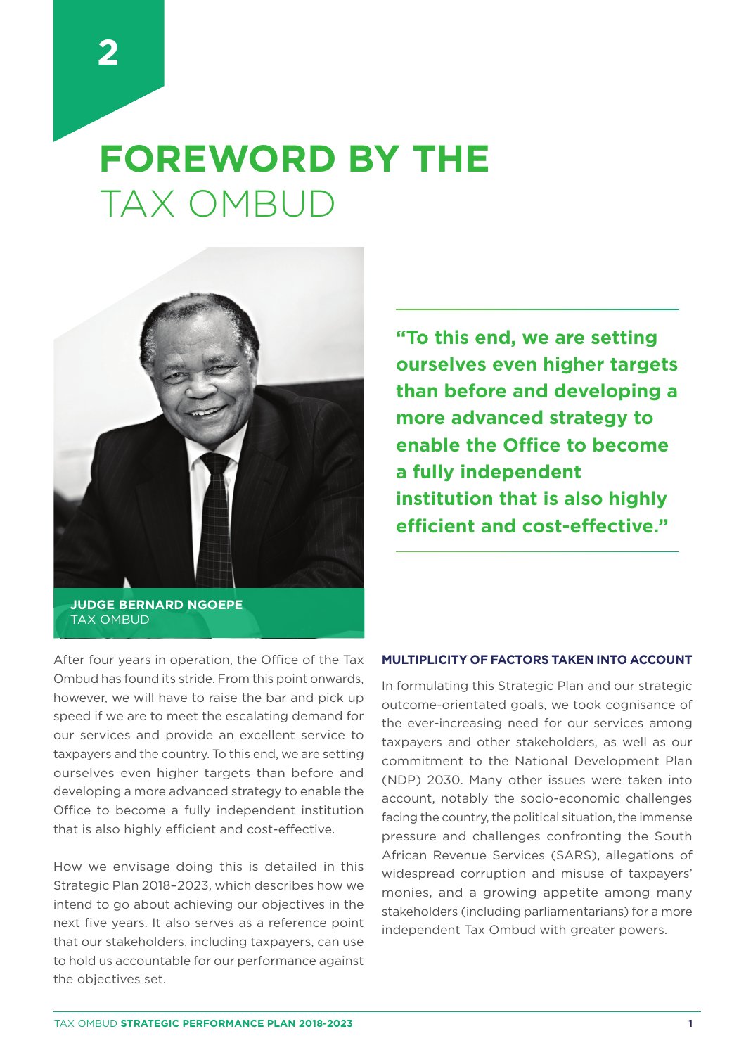# 2 FOREWORD BY THE TAX OMBUD

**JUDGE BERNARD NGOEPE**
TAX OMBUD

> **"To this end, we are setting ourselves even higher targets than before and developing a more advanced strategy to enable the Office to become a fully independent institution that is also highly efficient and cost-effective."**

After four years in operation, the Office of the Tax Ombud has found its stride. From this point onwards, however, we will have to raise the bar and pick up speed if we are to meet the escalating demand for our services and provide an excellent service to taxpayers and the country. To this end, we are setting ourselves even higher targets than before and developing a more advanced strategy to enable the Office to become a fully independent institution that is also highly efficient and cost-effective.

How we envisage doing this is detailed in this Strategic Plan 2018–2023, which describes how we intend to go about achieving our objectives in the next five years. It also serves as a reference point that our stakeholders, including taxpayers, can use to hold us accountable for our performance against the objectives set.

### MULTIPLICITY OF FACTORS TAKEN INTO ACCOUNT

In formulating this Strategic Plan and our strategic outcome-orientated goals, we took cognisance of the ever-increasing need for our services among taxpayers and other stakeholders, as well as our commitment to the National Development Plan (NDP) 2030. Many other issues were taken into account, notably the socio-economic challenges facing the country, the political situation, the immense pressure and challenges confronting the South African Revenue Services (SARS), allegations of widespread corruption and misuse of taxpayers' monies, and a growing appetite among many stakeholders (including parliamentarians) for a more independent Tax Ombud with greater powers.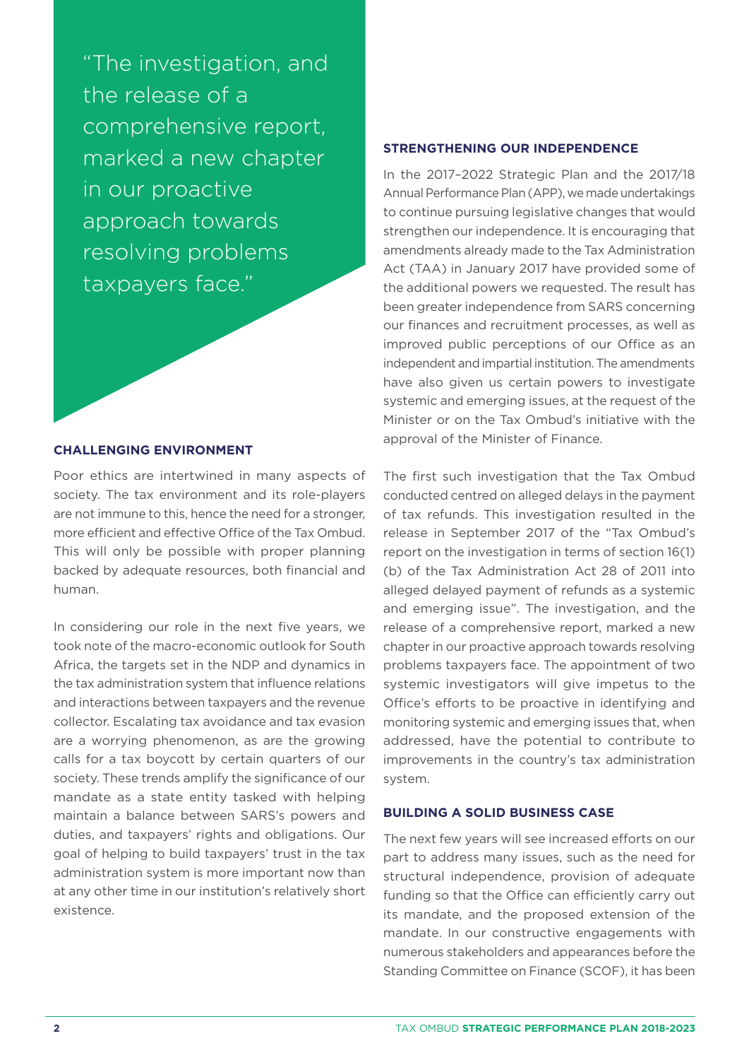> "The investigation, and the release of a comprehensive report, marked a new chapter in our proactive approach towards resolving problems taxpayers face."

## CHALLENGING ENVIRONMENT

Poor ethics are intertwined in many aspects of society. The tax environment and its role-players are not immune to this, hence the need for a stronger, more efficient and effective Office of the Tax Ombud. This will only be possible with proper planning backed by adequate resources, both financial and human.

In considering our role in the next five years, we took note of the macro-economic outlook for South Africa, the targets set in the NDP and dynamics in the tax administration system that influence relations and interactions between taxpayers and the revenue collector. Escalating tax avoidance and tax evasion are a worrying phenomenon, as are the growing calls for a tax boycott by certain quarters of our society. These trends amplify the significance of our mandate as a state entity tasked with helping maintain a balance between SARS's powers and duties, and taxpayers' rights and obligations. Our goal of helping to build taxpayers' trust in the tax administration system is more important now than at any other time in our institution's relatively short existence.

## STRENGTHENING OUR INDEPENDENCE

In the 2017–2022 Strategic Plan and the 2017/18 Annual Performance Plan (APP), we made undertakings to continue pursuing legislative changes that would strengthen our independence. It is encouraging that amendments already made to the Tax Administration Act (TAA) in January 2017 have provided some of the additional powers we requested. The result has been greater independence from SARS concerning our finances and recruitment processes, as well as improved public perceptions of our Office as an independent and impartial institution. The amendments have also given us certain powers to investigate systemic and emerging issues, at the request of the Minister or on the Tax Ombud's initiative with the approval of the Minister of Finance.

The first such investigation that the Tax Ombud conducted centred on alleged delays in the payment of tax refunds. This investigation resulted in the release in September 2017 of the "Tax Ombud's report on the investigation in terms of section 16(1)(b) of the Tax Administration Act 28 of 2011 into alleged delayed payment of refunds as a systemic and emerging issue". The investigation, and the release of a comprehensive report, marked a new chapter in our proactive approach towards resolving problems taxpayers face. The appointment of two systemic investigators will give impetus to the Office's efforts to be proactive in identifying and monitoring systemic and emerging issues that, when addressed, have the potential to contribute to improvements in the country's tax administration system.

## BUILDING A SOLID BUSINESS CASE

The next few years will see increased efforts on our part to address many issues, such as the need for structural independence, provision of adequate funding so that the Office can efficiently carry out its mandate, and the proposed extension of the mandate. In our constructive engagements with numerous stakeholders and appearances before the Standing Committee on Finance (SCOF), it has been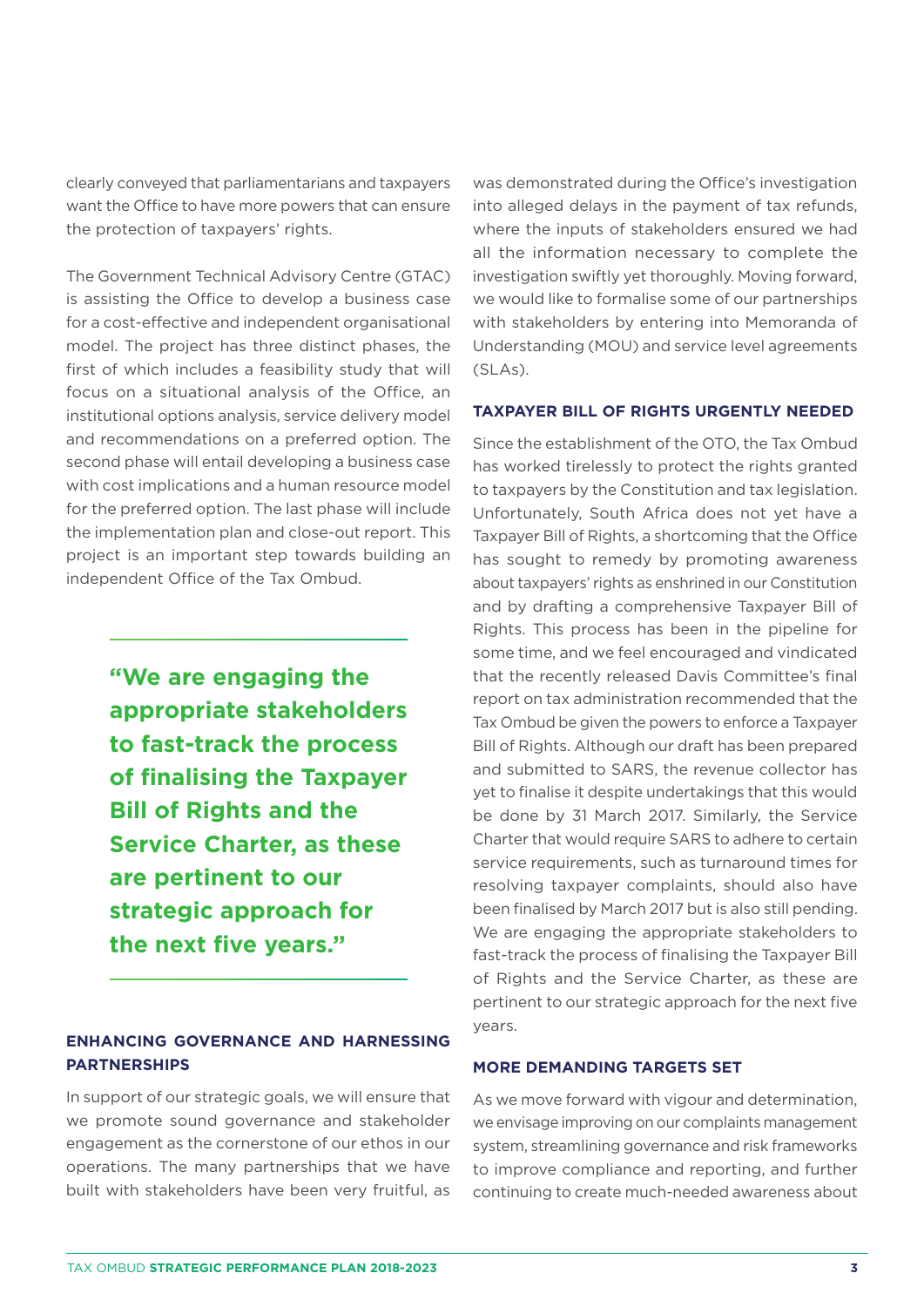clearly conveyed that parliamentarians and taxpayers want the Office to have more powers that can ensure the protection of taxpayers' rights.

The Government Technical Advisory Centre (GTAC) is assisting the Office to develop a business case for a cost-effective and independent organisational model. The project has three distinct phases, the first of which includes a feasibility study that will focus on a situational analysis of the Office, an institutional options analysis, service delivery model and recommendations on a preferred option. The second phase will entail developing a business case with cost implications and a human resource model for the preferred option. The last phase will include the implementation plan and close-out report. This project is an important step towards building an independent Office of the Tax Ombud.

> **"We are engaging the appropriate stakeholders to fast-track the process of finalising the Taxpayer Bill of Rights and the Service Charter, as these are pertinent to our strategic approach for the next five years."**

## ENHANCING GOVERNANCE AND HARNESSING PARTNERSHIPS

In support of our strategic goals, we will ensure that we promote sound governance and stakeholder engagement as the cornerstone of our ethos in our operations. The many partnerships that we have built with stakeholders have been very fruitful, as was demonstrated during the Office's investigation into alleged delays in the payment of tax refunds, where the inputs of stakeholders ensured we had all the information necessary to complete the investigation swiftly yet thoroughly. Moving forward, we would like to formalise some of our partnerships with stakeholders by entering into Memoranda of Understanding (MOU) and service level agreements (SLAs).

## TAXPAYER BILL OF RIGHTS URGENTLY NEEDED

Since the establishment of the OTO, the Tax Ombud has worked tirelessly to protect the rights granted to taxpayers by the Constitution and tax legislation. Unfortunately, South Africa does not yet have a Taxpayer Bill of Rights, a shortcoming that the Office has sought to remedy by promoting awareness about taxpayers' rights as enshrined in our Constitution and by drafting a comprehensive Taxpayer Bill of Rights. This process has been in the pipeline for some time, and we feel encouraged and vindicated that the recently released Davis Committee's final report on tax administration recommended that the Tax Ombud be given the powers to enforce a Taxpayer Bill of Rights. Although our draft has been prepared and submitted to SARS, the revenue collector has yet to finalise it despite undertakings that this would be done by 31 March 2017. Similarly, the Service Charter that would require SARS to adhere to certain service requirements, such as turnaround times for resolving taxpayer complaints, should also have been finalised by March 2017 but is also still pending. We are engaging the appropriate stakeholders to fast-track the process of finalising the Taxpayer Bill of Rights and the Service Charter, as these are pertinent to our strategic approach for the next five years.

## MORE DEMANDING TARGETS SET

As we move forward with vigour and determination, we envisage improving on our complaints management system, streamlining governance and risk frameworks to improve compliance and reporting, and further continuing to create much-needed awareness about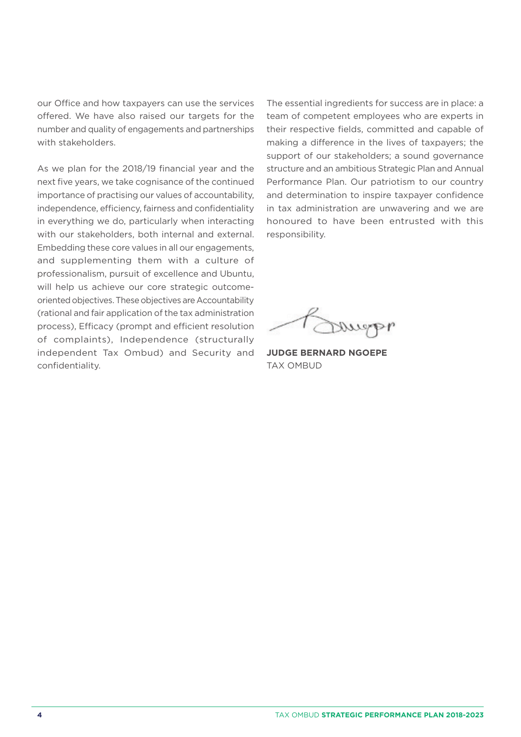our Office and how taxpayers can use the services offered. We have also raised our targets for the number and quality of engagements and partnerships with stakeholders.

As we plan for the 2018/19 financial year and the next five years, we take cognisance of the continued importance of practising our values of accountability, independence, efficiency, fairness and confidentiality in everything we do, particularly when interacting with our stakeholders, both internal and external. Embedding these core values in all our engagements, and supplementing them with a culture of professionalism, pursuit of excellence and Ubuntu, will help us achieve our core strategic outcome-oriented objectives. These objectives are Accountability (rational and fair application of the tax administration process), Efficacy (prompt and efficient resolution of complaints), Independence (structurally independent Tax Ombud) and Security and confidentiality.

The essential ingredients for success are in place: a team of competent employees who are experts in their respective fields, committed and capable of making a difference in the lives of taxpayers; the support of our stakeholders; a sound governance structure and an ambitious Strategic Plan and Annual Performance Plan. Our patriotism to our country and determination to inspire taxpayer confidence in tax administration are unwavering and we are honoured to have been entrusted with this responsibility.

**JUDGE BERNARD NGOEPE**
TAX OMBUD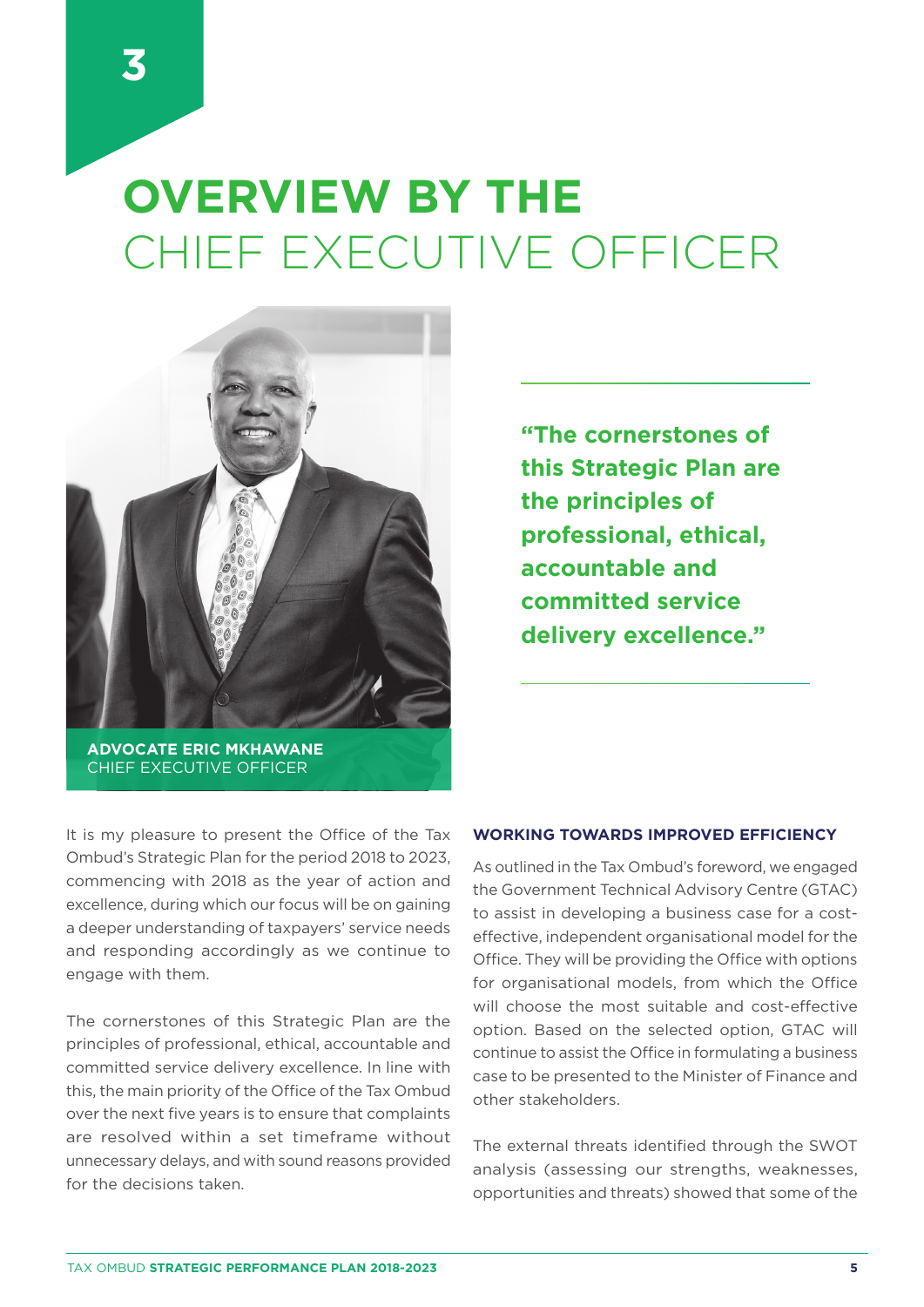3

# OVERVIEW BY THE CHIEF EXECUTIVE OFFICER

**ADVOCATE ERIC MKHAWANE**
CHIEF EXECUTIVE OFFICER

**"The cornerstones of this Strategic Plan are the principles of professional, ethical, accountable and committed service delivery excellence."**

It is my pleasure to present the Office of the Tax Ombud's Strategic Plan for the period 2018 to 2023, commencing with 2018 as the year of action and excellence, during which our focus will be on gaining a deeper understanding of taxpayers' service needs and responding accordingly as we continue to engage with them.

The cornerstones of this Strategic Plan are the principles of professional, ethical, accountable and committed service delivery excellence. In line with this, the main priority of the Office of the Tax Ombud over the next five years is to ensure that complaints are resolved within a set timeframe without unnecessary delays, and with sound reasons provided for the decisions taken.

### WORKING TOWARDS IMPROVED EFFICIENCY

As outlined in the Tax Ombud's foreword, we engaged the Government Technical Advisory Centre (GTAC) to assist in developing a business case for a cost-effective, independent organisational model for the Office. They will be providing the Office with options for organisational models, from which the Office will choose the most suitable and cost-effective option. Based on the selected option, GTAC will continue to assist the Office in formulating a business case to be presented to the Minister of Finance and other stakeholders.

The external threats identified through the SWOT analysis (assessing our strengths, weaknesses, opportunities and threats) showed that some of the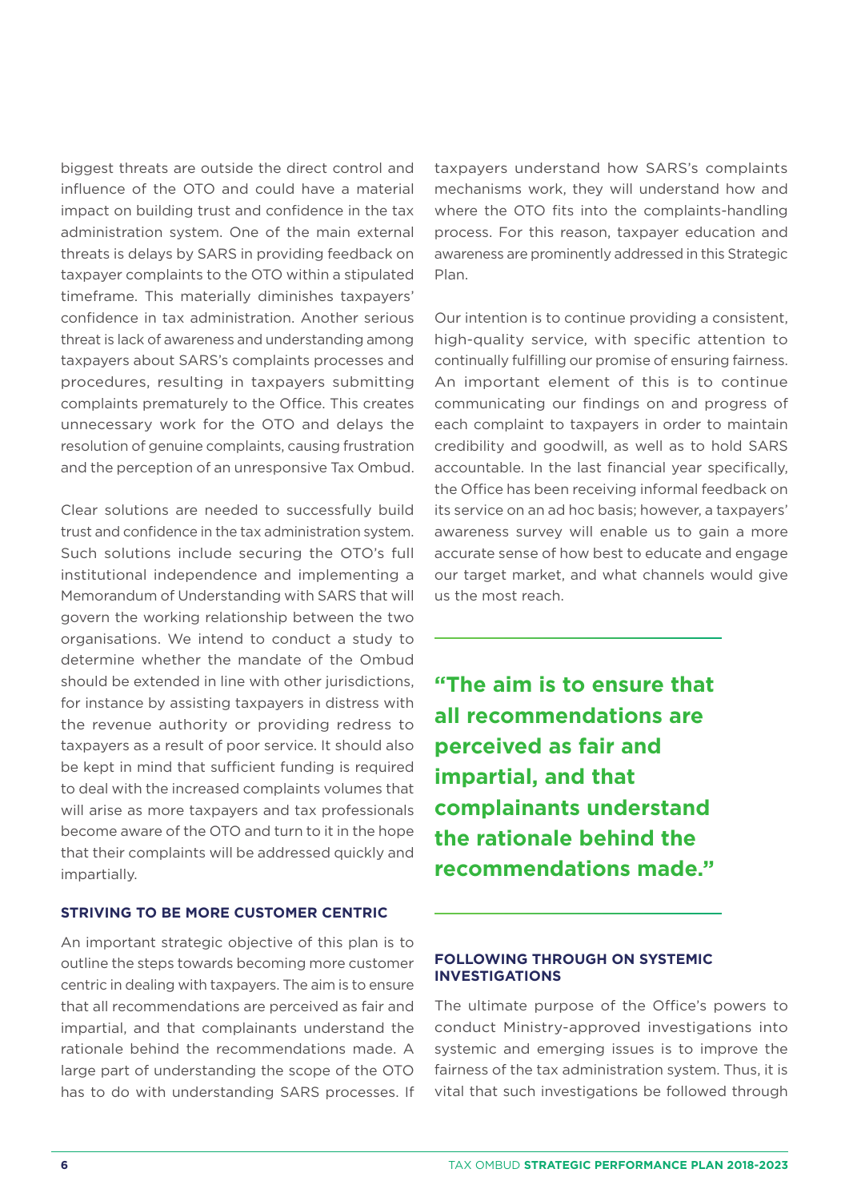biggest threats are outside the direct control and influence of the OTO and could have a material impact on building trust and confidence in the tax administration system. One of the main external threats is delays by SARS in providing feedback on taxpayer complaints to the OTO within a stipulated timeframe. This materially diminishes taxpayers' confidence in tax administration. Another serious threat is lack of awareness and understanding among taxpayers about SARS's complaints processes and procedures, resulting in taxpayers submitting complaints prematurely to the Office. This creates unnecessary work for the OTO and delays the resolution of genuine complaints, causing frustration and the perception of an unresponsive Tax Ombud.

Clear solutions are needed to successfully build trust and confidence in the tax administration system. Such solutions include securing the OTO's full institutional independence and implementing a Memorandum of Understanding with SARS that will govern the working relationship between the two organisations. We intend to conduct a study to determine whether the mandate of the Ombud should be extended in line with other jurisdictions, for instance by assisting taxpayers in distress with the revenue authority or providing redress to taxpayers as a result of poor service. It should also be kept in mind that sufficient funding is required to deal with the increased complaints volumes that will arise as more taxpayers and tax professionals become aware of the OTO and turn to it in the hope that their complaints will be addressed quickly and impartially.

### STRIVING TO BE MORE CUSTOMER CENTRIC

An important strategic objective of this plan is to outline the steps towards becoming more customer centric in dealing with taxpayers. The aim is to ensure that all recommendations are perceived as fair and impartial, and that complainants understand the rationale behind the recommendations made. A large part of understanding the scope of the OTO has to do with understanding SARS processes. If taxpayers understand how SARS's complaints mechanisms work, they will understand how and where the OTO fits into the complaints-handling process. For this reason, taxpayer education and awareness are prominently addressed in this Strategic Plan.

Our intention is to continue providing a consistent, high-quality service, with specific attention to continually fulfilling our promise of ensuring fairness. An important element of this is to continue communicating our findings on and progress of each complaint to taxpayers in order to maintain credibility and goodwill, as well as to hold SARS accountable. In the last financial year specifically, the Office has been receiving informal feedback on its service on an ad hoc basis; however, a taxpayers' awareness survey will enable us to gain a more accurate sense of how best to educate and engage our target market, and what channels would give us the most reach.

**"The aim is to ensure that all recommendations are perceived as fair and impartial, and that complainants understand the rationale behind the recommendations made."**

### FOLLOWING THROUGH ON SYSTEMIC INVESTIGATIONS

The ultimate purpose of the Office's powers to conduct Ministry-approved investigations into systemic and emerging issues is to improve the fairness of the tax administration system. Thus, it is vital that such investigations be followed through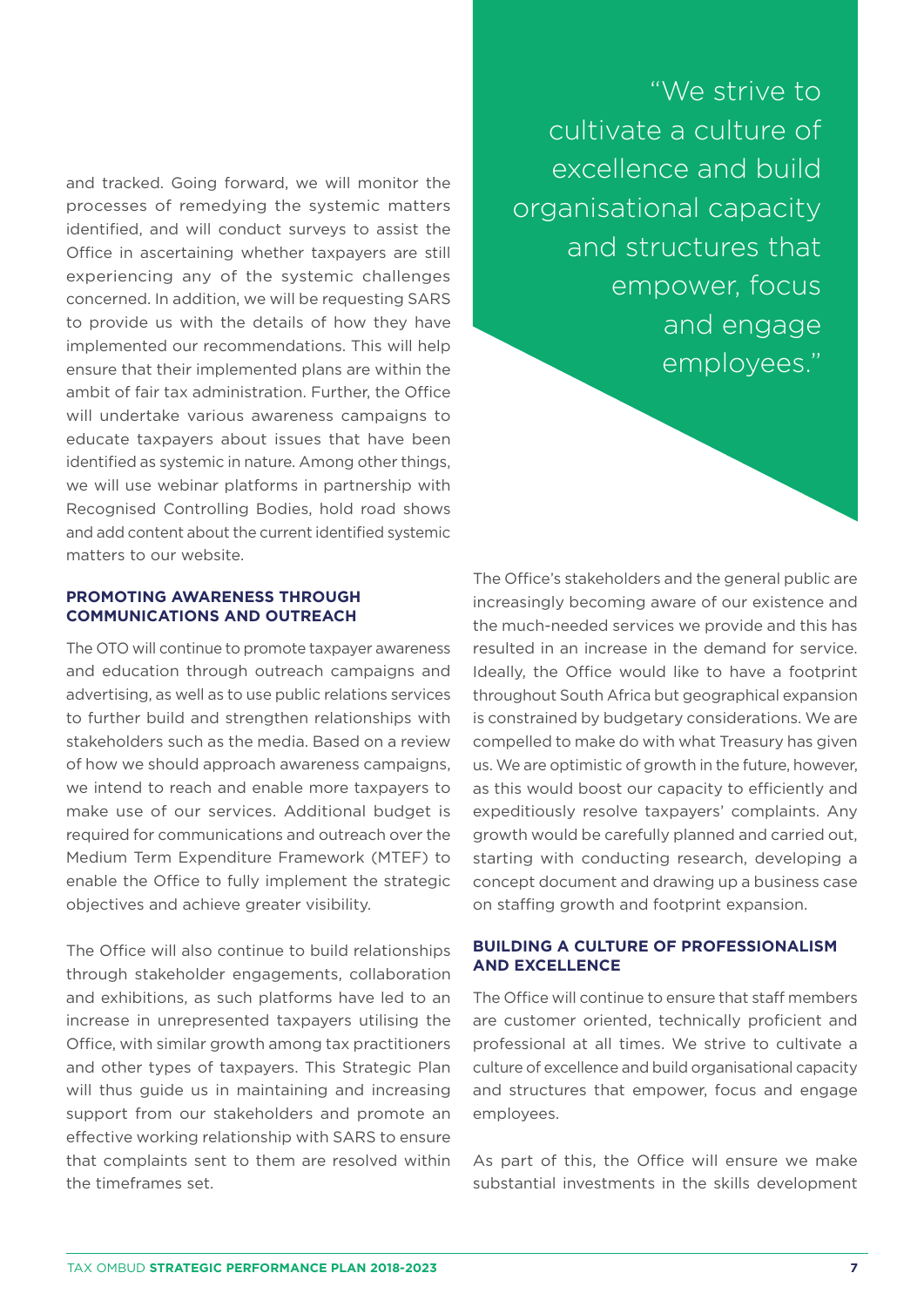and tracked. Going forward, we will monitor the processes of remedying the systemic matters identified, and will conduct surveys to assist the Office in ascertaining whether taxpayers are still experiencing any of the systemic challenges concerned. In addition, we will be requesting SARS to provide us with the details of how they have implemented our recommendations. This will help ensure that their implemented plans are within the ambit of fair tax administration. Further, the Office will undertake various awareness campaigns to educate taxpayers about issues that have been identified as systemic in nature. Among other things, we will use webinar platforms in partnership with Recognised Controlling Bodies, hold road shows and add content about the current identified systemic matters to our website.

### PROMOTING AWARENESS THROUGH COMMUNICATIONS AND OUTREACH

The OTO will continue to promote taxpayer awareness and education through outreach campaigns and advertising, as well as to use public relations services to further build and strengthen relationships with stakeholders such as the media. Based on a review of how we should approach awareness campaigns, we intend to reach and enable more taxpayers to make use of our services. Additional budget is required for communications and outreach over the Medium Term Expenditure Framework (MTEF) to enable the Office to fully implement the strategic objectives and achieve greater visibility.

The Office will also continue to build relationships through stakeholder engagements, collaboration and exhibitions, as such platforms have led to an increase in unrepresented taxpayers utilising the Office, with similar growth among tax practitioners and other types of taxpayers. This Strategic Plan will thus guide us in maintaining and increasing support from our stakeholders and promote an effective working relationship with SARS to ensure that complaints sent to them are resolved within the timeframes set.

> "We strive to cultivate a culture of excellence and build organisational capacity and structures that empower, focus and engage employees."

The Office's stakeholders and the general public are increasingly becoming aware of our existence and the much-needed services we provide and this has resulted in an increase in the demand for service. Ideally, the Office would like to have a footprint throughout South Africa but geographical expansion is constrained by budgetary considerations. We are compelled to make do with what Treasury has given us. We are optimistic of growth in the future, however, as this would boost our capacity to efficiently and expeditiously resolve taxpayers' complaints. Any growth would be carefully planned and carried out, starting with conducting research, developing a concept document and drawing up a business case on staffing growth and footprint expansion.

### BUILDING A CULTURE OF PROFESSIONALISM AND EXCELLENCE

The Office will continue to ensure that staff members are customer oriented, technically proficient and professional at all times. We strive to cultivate a culture of excellence and build organisational capacity and structures that empower, focus and engage employees.

As part of this, the Office will ensure we make substantial investments in the skills development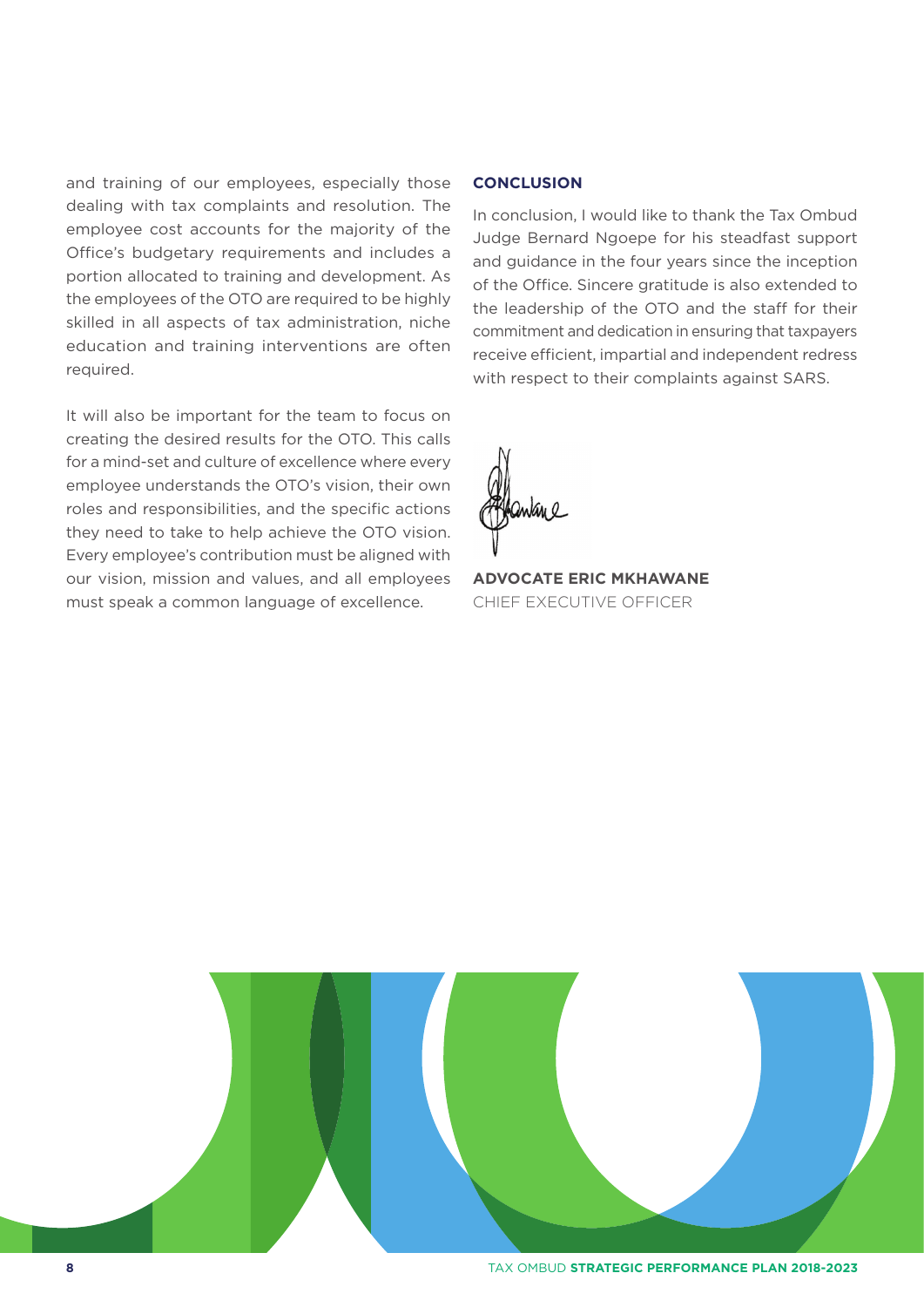and training of our employees, especially those dealing with tax complaints and resolution. The employee cost accounts for the majority of the Office's budgetary requirements and includes a portion allocated to training and development. As the employees of the OTO are required to be highly skilled in all aspects of tax administration, niche education and training interventions are often required.

It will also be important for the team to focus on creating the desired results for the OTO. This calls for a mind-set and culture of excellence where every employee understands the OTO's vision, their own roles and responsibilities, and the specific actions they need to take to help achieve the OTO vision. Every employee's contribution must be aligned with our vision, mission and values, and all employees must speak a common language of excellence.

## CONCLUSION

In conclusion, I would like to thank the Tax Ombud Judge Bernard Ngoepe for his steadfast support and guidance in the four years since the inception of the Office. Sincere gratitude is also extended to the leadership of the OTO and the staff for their commitment and dedication in ensuring that taxpayers receive efficient, impartial and independent redress with respect to their complaints against SARS.

**ADVOCATE ERIC MKHAWANE**
CHIEF EXECUTIVE OFFICER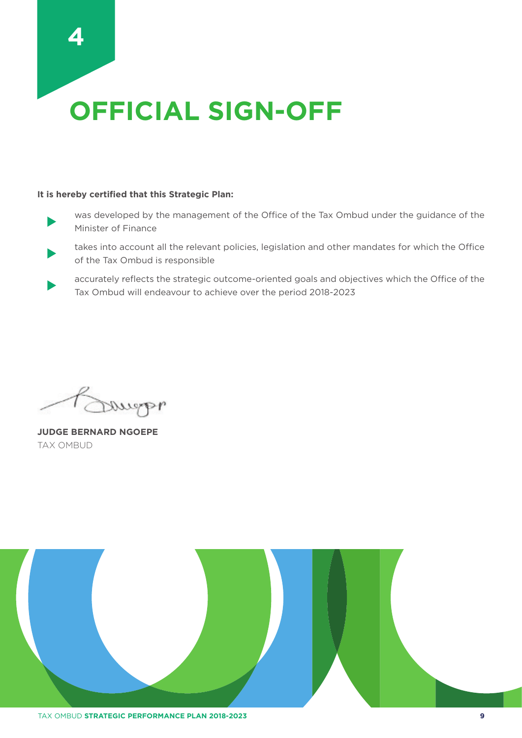# 4 OFFICIAL SIGN-OFF

**It is hereby certified that this Strategic Plan:**

- was developed by the management of the Office of the Tax Ombud under the guidance of the Minister of Finance
- takes into account all the relevant policies, legislation and other mandates for which the Office of the Tax Ombud is responsible
- accurately reflects the strategic outcome-oriented goals and objectives which the Office of the Tax Ombud will endeavour to achieve over the period 2018-2023

**JUDGE BERNARD NGOEPE**
TAX OMBUD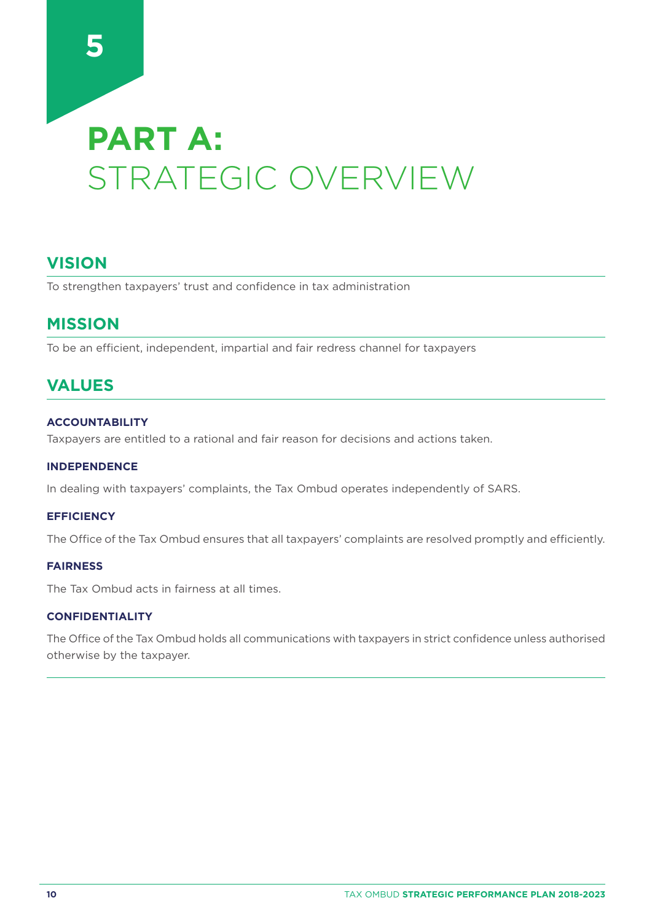# 5 PART A: STRATEGIC OVERVIEW

## VISION

To strengthen taxpayers' trust and confidence in tax administration

## MISSION

To be an efficient, independent, impartial and fair redress channel for taxpayers

## VALUES

### ACCOUNTABILITY

Taxpayers are entitled to a rational and fair reason for decisions and actions taken.

### INDEPENDENCE

In dealing with taxpayers' complaints, the Tax Ombud operates independently of SARS.

### EFFICIENCY

The Office of the Tax Ombud ensures that all taxpayers' complaints are resolved promptly and efficiently.

### FAIRNESS

The Tax Ombud acts in fairness at all times.

### CONFIDENTIALITY

The Office of the Tax Ombud holds all communications with taxpayers in strict confidence unless authorised otherwise by the taxpayer.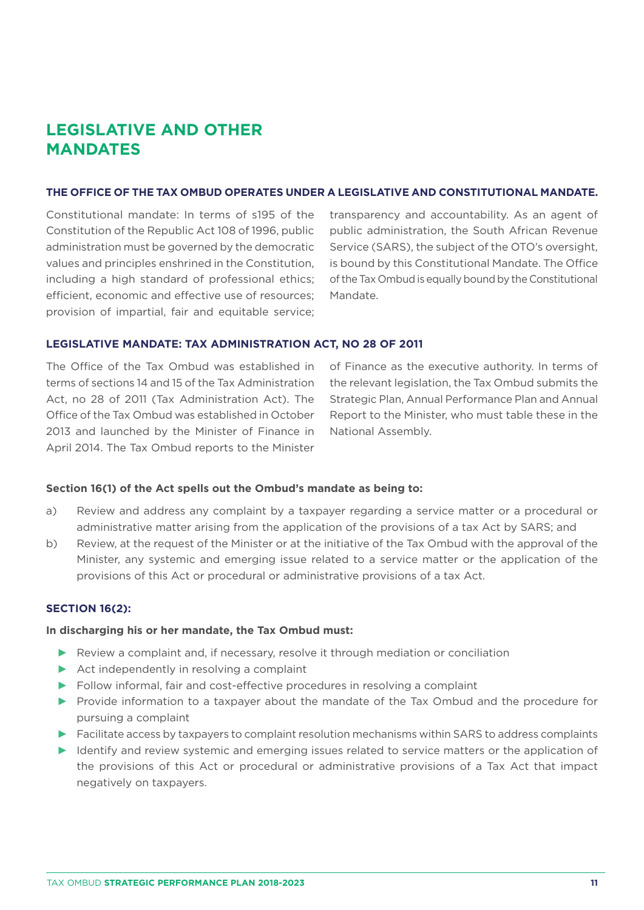# LEGISLATIVE AND OTHER MANDATES

### THE OFFICE OF THE TAX OMBUD OPERATES UNDER A LEGISLATIVE AND CONSTITUTIONAL MANDATE.

Constitutional mandate: In terms of s195 of the Constitution of the Republic Act 108 of 1996, public administration must be governed by the democratic values and principles enshrined in the Constitution, including a high standard of professional ethics; efficient, economic and effective use of resources; provision of impartial, fair and equitable service; transparency and accountability. As an agent of public administration, the South African Revenue Service (SARS), the subject of the OTO's oversight, is bound by this Constitutional Mandate. The Office of the Tax Ombud is equally bound by the Constitutional Mandate.

### LEGISLATIVE MANDATE: TAX ADMINISTRATION ACT, NO 28 OF 2011

The Office of the Tax Ombud was established in terms of sections 14 and 15 of the Tax Administration Act, no 28 of 2011 (Tax Administration Act). The Office of the Tax Ombud was established in October 2013 and launched by the Minister of Finance in April 2014. The Tax Ombud reports to the Minister of Finance as the executive authority. In terms of the relevant legislation, the Tax Ombud submits the Strategic Plan, Annual Performance Plan and Annual Report to the Minister, who must table these in the National Assembly.

**Section 16(1) of the Act spells out the Ombud's mandate as being to:**

a) Review and address any complaint by a taxpayer regarding a service matter or a procedural or administrative matter arising from the application of the provisions of a tax Act by SARS; and

b) Review, at the request of the Minister or at the initiative of the Tax Ombud with the approval of the Minister, any systemic and emerging issue related to a service matter or the application of the provisions of this Act or procedural or administrative provisions of a tax Act.

**SECTION 16(2):**

**In discharging his or her mandate, the Tax Ombud must:**

- Review a complaint and, if necessary, resolve it through mediation or conciliation
- Act independently in resolving a complaint
- Follow informal, fair and cost-effective procedures in resolving a complaint
- Provide information to a taxpayer about the mandate of the Tax Ombud and the procedure for pursuing a complaint
- Facilitate access by taxpayers to complaint resolution mechanisms within SARS to address complaints
- Identify and review systemic and emerging issues related to service matters or the application of the provisions of this Act or procedural or administrative provisions of a Tax Act that impact negatively on taxpayers.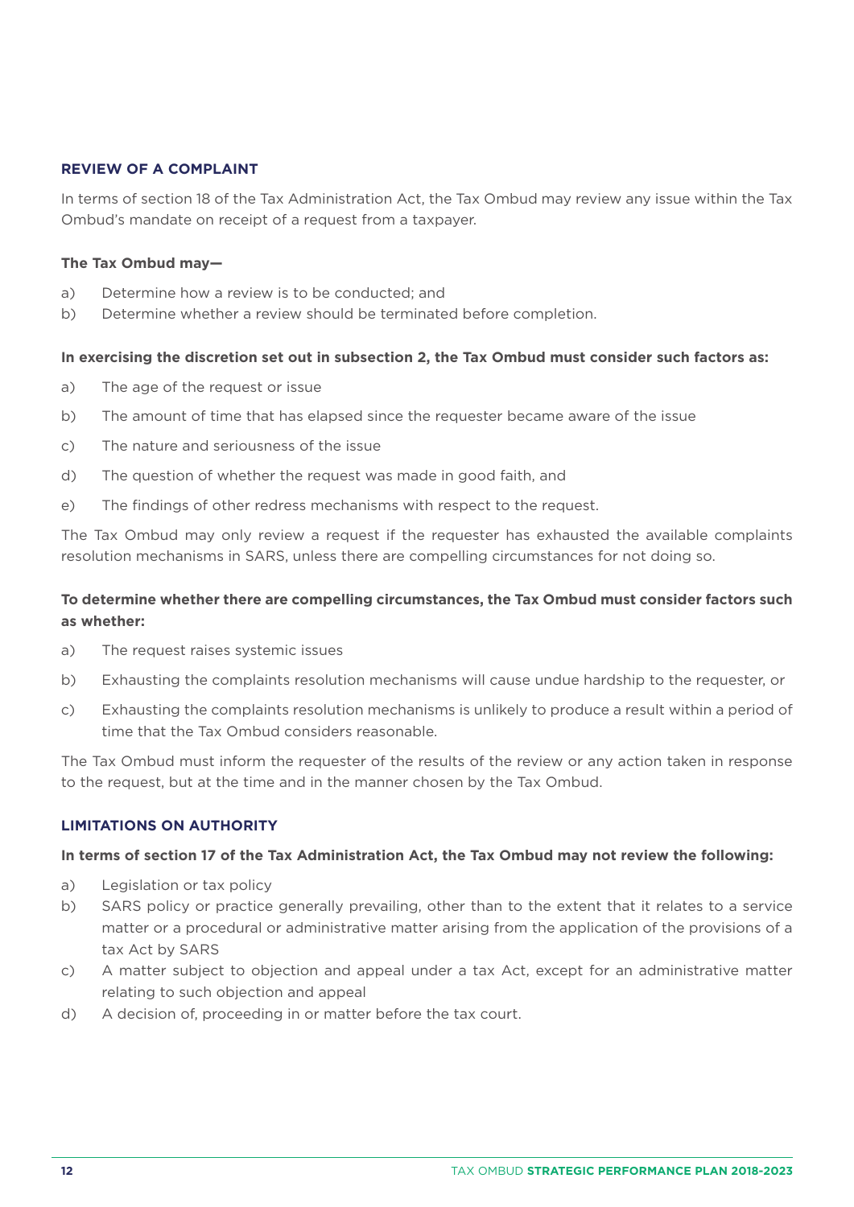## REVIEW OF A COMPLAINT

In terms of section 18 of the Tax Administration Act, the Tax Ombud may review any issue within the Tax Ombud's mandate on receipt of a request from a taxpayer.

**The Tax Ombud may—**

a) Determine how a review is to be conducted; and
b) Determine whether a review should be terminated before completion.

**In exercising the discretion set out in subsection 2, the Tax Ombud must consider such factors as:**

a) The age of the request or issue
b) The amount of time that has elapsed since the requester became aware of the issue
c) The nature and seriousness of the issue
d) The question of whether the request was made in good faith, and
e) The findings of other redress mechanisms with respect to the request.

The Tax Ombud may only review a request if the requester has exhausted the available complaints resolution mechanisms in SARS, unless there are compelling circumstances for not doing so.

**To determine whether there are compelling circumstances, the Tax Ombud must consider factors such as whether:**

a) The request raises systemic issues
b) Exhausting the complaints resolution mechanisms will cause undue hardship to the requester, or
c) Exhausting the complaints resolution mechanisms is unlikely to produce a result within a period of time that the Tax Ombud considers reasonable.

The Tax Ombud must inform the requester of the results of the review or any action taken in response to the request, but at the time and in the manner chosen by the Tax Ombud.

## LIMITATIONS ON AUTHORITY

**In terms of section 17 of the Tax Administration Act, the Tax Ombud may not review the following:**

a) Legislation or tax policy
b) SARS policy or practice generally prevailing, other than to the extent that it relates to a service matter or a procedural or administrative matter arising from the application of the provisions of a tax Act by SARS
c) A matter subject to objection and appeal under a tax Act, except for an administrative matter relating to such objection and appeal
d) A decision of, proceeding in or matter before the tax court.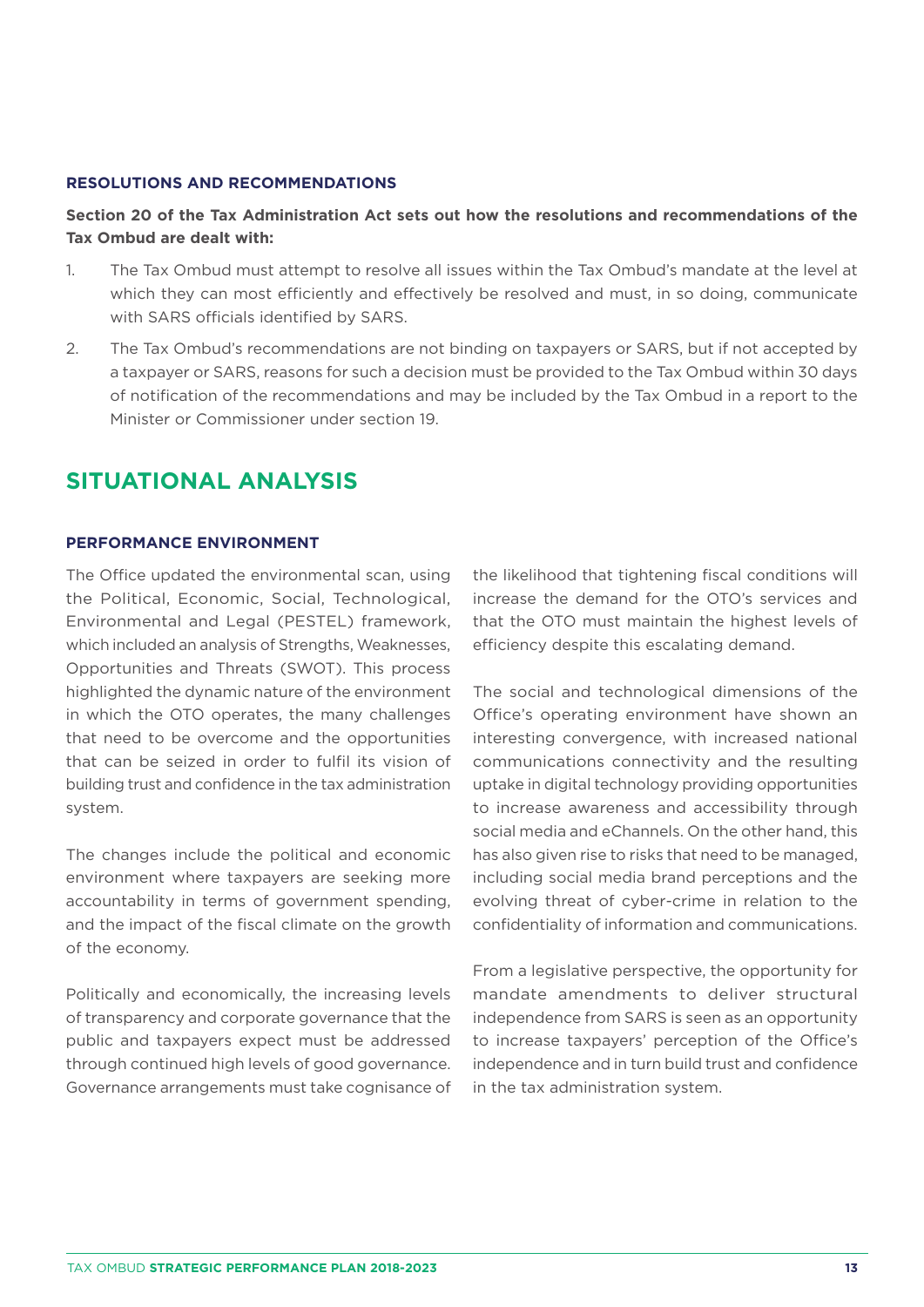### RESOLUTIONS AND RECOMMENDATIONS

**Section 20 of the Tax Administration Act sets out how the resolutions and recommendations of the Tax Ombud are dealt with:**

1. The Tax Ombud must attempt to resolve all issues within the Tax Ombud's mandate at the level at which they can most efficiently and effectively be resolved and must, in so doing, communicate with SARS officials identified by SARS.
2. The Tax Ombud's recommendations are not binding on taxpayers or SARS, but if not accepted by a taxpayer or SARS, reasons for such a decision must be provided to the Tax Ombud within 30 days of notification of the recommendations and may be included by the Tax Ombud in a report to the Minister or Commissioner under section 19.

## SITUATIONAL ANALYSIS

### PERFORMANCE ENVIRONMENT

The Office updated the environmental scan, using the Political, Economic, Social, Technological, Environmental and Legal (PESTEL) framework, which included an analysis of Strengths, Weaknesses, Opportunities and Threats (SWOT). This process highlighted the dynamic nature of the environment in which the OTO operates, the many challenges that need to be overcome and the opportunities that can be seized in order to fulfil its vision of building trust and confidence in the tax administration system.

The changes include the political and economic environment where taxpayers are seeking more accountability in terms of government spending, and the impact of the fiscal climate on the growth of the economy.

Politically and economically, the increasing levels of transparency and corporate governance that the public and taxpayers expect must be addressed through continued high levels of good governance. Governance arrangements must take cognisance of the likelihood that tightening fiscal conditions will increase the demand for the OTO's services and that the OTO must maintain the highest levels of efficiency despite this escalating demand.

The social and technological dimensions of the Office's operating environment have shown an interesting convergence, with increased national communications connectivity and the resulting uptake in digital technology providing opportunities to increase awareness and accessibility through social media and eChannels. On the other hand, this has also given rise to risks that need to be managed, including social media brand perceptions and the evolving threat of cyber-crime in relation to the confidentiality of information and communications.

From a legislative perspective, the opportunity for mandate amendments to deliver structural independence from SARS is seen as an opportunity to increase taxpayers' perception of the Office's independence and in turn build trust and confidence in the tax administration system.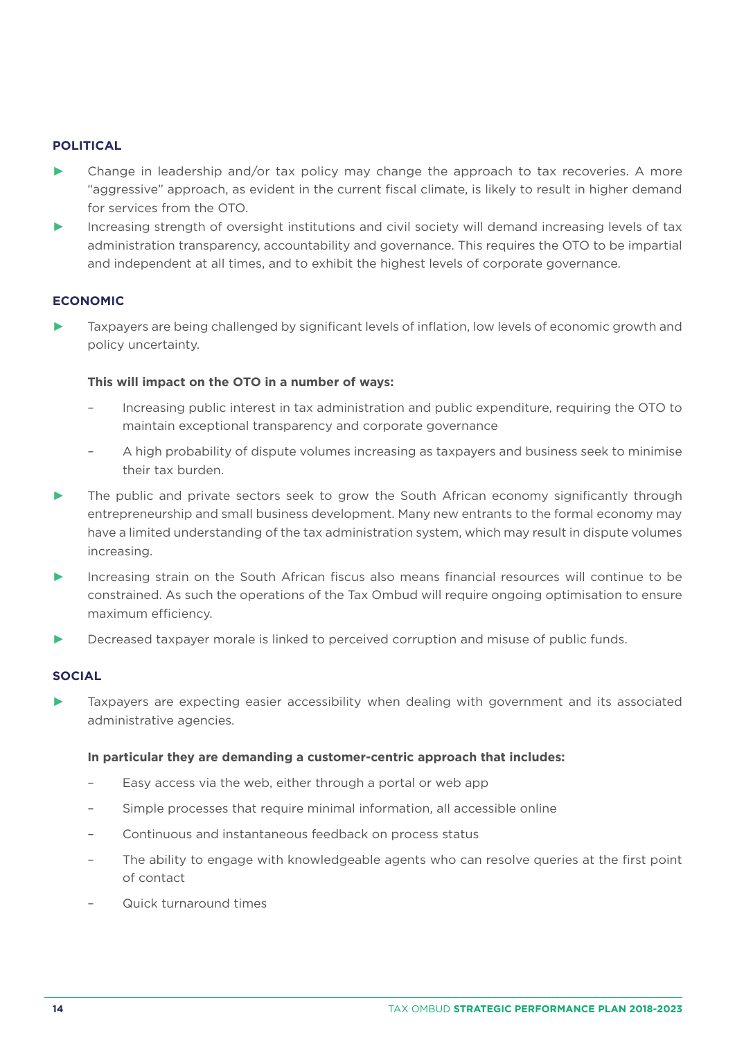## POLITICAL

- Change in leadership and/or tax policy may change the approach to tax recoveries. A more "aggressive" approach, as evident in the current fiscal climate, is likely to result in higher demand for services from the OTO.
- Increasing strength of oversight institutions and civil society will demand increasing levels of tax administration transparency, accountability and governance. This requires the OTO to be impartial and independent at all times, and to exhibit the highest levels of corporate governance.

## ECONOMIC

- Taxpayers are being challenged by significant levels of inflation, low levels of economic growth and policy uncertainty.

  **This will impact on the OTO in a number of ways:**

  - Increasing public interest in tax administration and public expenditure, requiring the OTO to maintain exceptional transparency and corporate governance
  - A high probability of dispute volumes increasing as taxpayers and business seek to minimise their tax burden.

- The public and private sectors seek to grow the South African economy significantly through entrepreneurship and small business development. Many new entrants to the formal economy may have a limited understanding of the tax administration system, which may result in dispute volumes increasing.
- Increasing strain on the South African fiscus also means financial resources will continue to be constrained. As such the operations of the Tax Ombud will require ongoing optimisation to ensure maximum efficiency.
- Decreased taxpayer morale is linked to perceived corruption and misuse of public funds.

## SOCIAL

- Taxpayers are expecting easier accessibility when dealing with government and its associated administrative agencies.

  **In particular they are demanding a customer-centric approach that includes:**

  - Easy access via the web, either through a portal or web app
  - Simple processes that require minimal information, all accessible online
  - Continuous and instantaneous feedback on process status
  - The ability to engage with knowledgeable agents who can resolve queries at the first point of contact
  - Quick turnaround times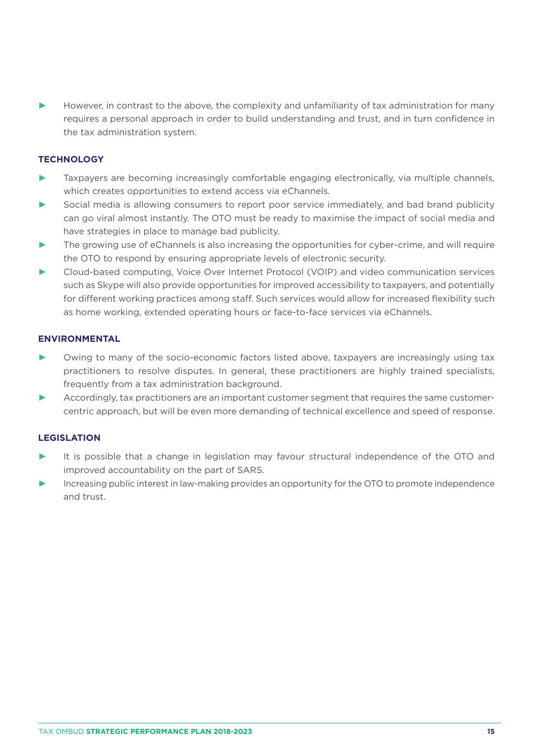- However, in contrast to the above, the complexity and unfamiliarity of tax administration for many requires a personal approach in order to build understanding and trust, and in turn confidence in the tax administration system.

### TECHNOLOGY

- Taxpayers are becoming increasingly comfortable engaging electronically, via multiple channels, which creates opportunities to extend access via eChannels.
- Social media is allowing consumers to report poor service immediately, and bad brand publicity can go viral almost instantly. The OTO must be ready to maximise the impact of social media and have strategies in place to manage bad publicity.
- The growing use of eChannels is also increasing the opportunities for cyber-crime, and will require the OTO to respond by ensuring appropriate levels of electronic security.
- Cloud-based computing, Voice Over Internet Protocol (VOIP) and video communication services such as Skype will also provide opportunities for improved accessibility to taxpayers, and potentially for different working practices among staff. Such services would allow for increased flexibility such as home working, extended operating hours or face-to-face services via eChannels.

### ENVIRONMENTAL

- Owing to many of the socio-economic factors listed above, taxpayers are increasingly using tax practitioners to resolve disputes. In general, these practitioners are highly trained specialists, frequently from a tax administration background.
- Accordingly, tax practitioners are an important customer segment that requires the same customer-centric approach, but will be even more demanding of technical excellence and speed of response.

### LEGISLATION

- It is possible that a change in legislation may favour structural independence of the OTO and improved accountability on the part of SARS.
- Increasing public interest in law-making provides an opportunity for the OTO to promote independence and trust.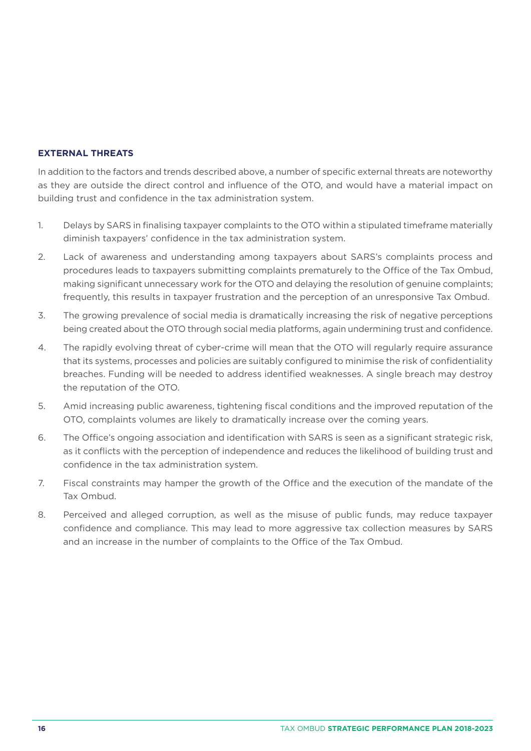## EXTERNAL THREATS

In addition to the factors and trends described above, a number of specific external threats are noteworthy as they are outside the direct control and influence of the OTO, and would have a material impact on building trust and confidence in the tax administration system.

1. Delays by SARS in finalising taxpayer complaints to the OTO within a stipulated timeframe materially diminish taxpayers' confidence in the tax administration system.
2. Lack of awareness and understanding among taxpayers about SARS's complaints process and procedures leads to taxpayers submitting complaints prematurely to the Office of the Tax Ombud, making significant unnecessary work for the OTO and delaying the resolution of genuine complaints; frequently, this results in taxpayer frustration and the perception of an unresponsive Tax Ombud.
3. The growing prevalence of social media is dramatically increasing the risk of negative perceptions being created about the OTO through social media platforms, again undermining trust and confidence.
4. The rapidly evolving threat of cyber-crime will mean that the OTO will regularly require assurance that its systems, processes and policies are suitably configured to minimise the risk of confidentiality breaches. Funding will be needed to address identified weaknesses. A single breach may destroy the reputation of the OTO.
5. Amid increasing public awareness, tightening fiscal conditions and the improved reputation of the OTO, complaints volumes are likely to dramatically increase over the coming years.
6. The Office's ongoing association and identification with SARS is seen as a significant strategic risk, as it conflicts with the perception of independence and reduces the likelihood of building trust and confidence in the tax administration system.
7. Fiscal constraints may hamper the growth of the Office and the execution of the mandate of the Tax Ombud.
8. Perceived and alleged corruption, as well as the misuse of public funds, may reduce taxpayer confidence and compliance. This may lead to more aggressive tax collection measures by SARS and an increase in the number of complaints to the Office of the Tax Ombud.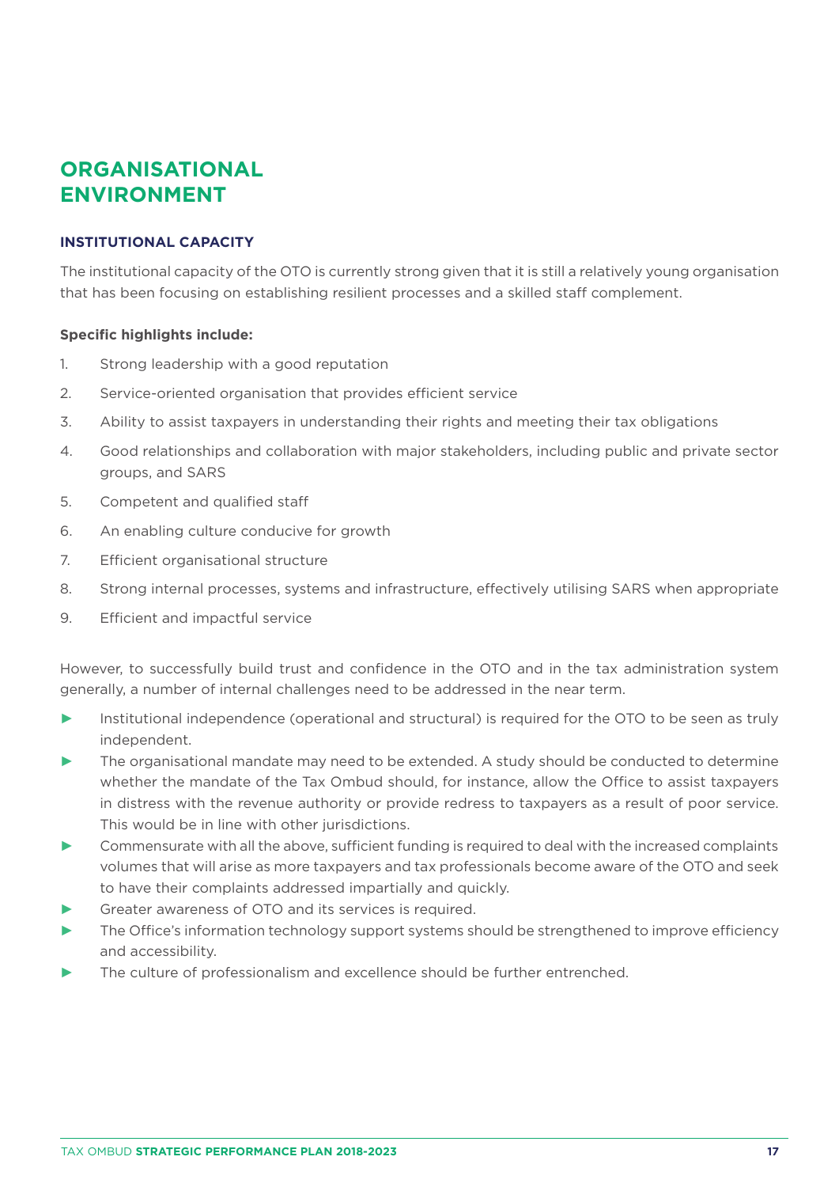# ORGANISATIONAL ENVIRONMENT

### INSTITUTIONAL CAPACITY

The institutional capacity of the OTO is currently strong given that it is still a relatively young organisation that has been focusing on establishing resilient processes and a skilled staff complement.

**Specific highlights include:**

1. Strong leadership with a good reputation
2. Service-oriented organisation that provides efficient service
3. Ability to assist taxpayers in understanding their rights and meeting their tax obligations
4. Good relationships and collaboration with major stakeholders, including public and private sector groups, and SARS
5. Competent and qualified staff
6. An enabling culture conducive for growth
7. Efficient organisational structure
8. Strong internal processes, systems and infrastructure, effectively utilising SARS when appropriate
9. Efficient and impactful service

However, to successfully build trust and confidence in the OTO and in the tax administration system generally, a number of internal challenges need to be addressed in the near term.

- Institutional independence (operational and structural) is required for the OTO to be seen as truly independent.
- The organisational mandate may need to be extended. A study should be conducted to determine whether the mandate of the Tax Ombud should, for instance, allow the Office to assist taxpayers in distress with the revenue authority or provide redress to taxpayers as a result of poor service. This would be in line with other jurisdictions.
- Commensurate with all the above, sufficient funding is required to deal with the increased complaints volumes that will arise as more taxpayers and tax professionals become aware of the OTO and seek to have their complaints addressed impartially and quickly.
- Greater awareness of OTO and its services is required.
- The Office's information technology support systems should be strengthened to improve efficiency and accessibility.
- The culture of professionalism and excellence should be further entrenched.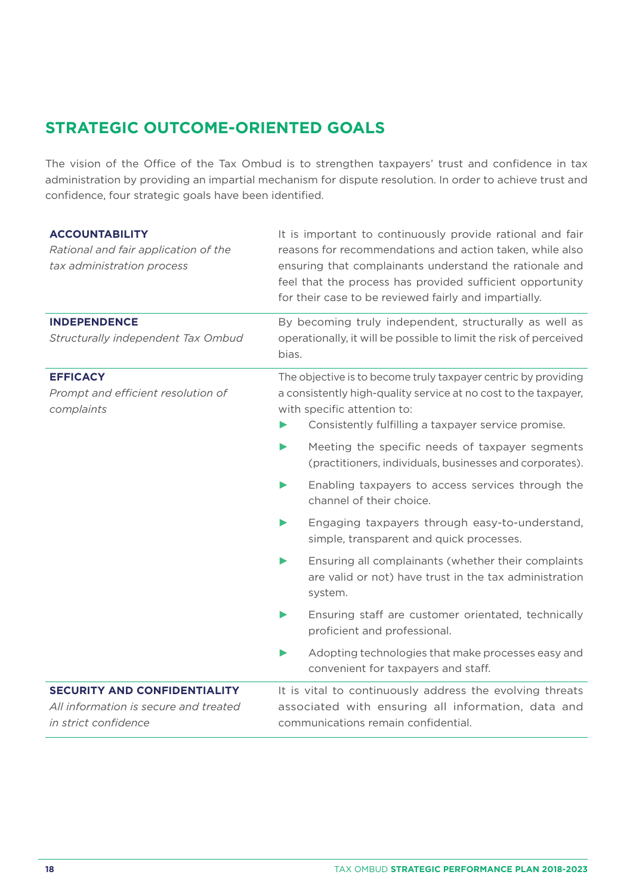## STRATEGIC OUTCOME-ORIENTED GOALS

The vision of the Office of the Tax Ombud is to strengthen taxpayers' trust and confidence in tax administration by providing an impartial mechanism for dispute resolution. In order to achieve trust and confidence, four strategic goals have been identified.

| | |
|---|---|
| **ACCOUNTABILITY**<br>*Rational and fair application of the tax administration process* | It is important to continuously provide rational and fair reasons for recommendations and action taken, while also ensuring that complainants understand the rationale and feel that the process has provided sufficient opportunity for their case to be reviewed fairly and impartially. |
| **INDEPENDENCE**<br>*Structurally independent Tax Ombud* | By becoming truly independent, structurally as well as operationally, it will be possible to limit the risk of perceived bias. |
| **EFFICACY**<br>*Prompt and efficient resolution of complaints* | The objective is to become truly taxpayer centric by providing a consistently high-quality service at no cost to the taxpayer, with specific attention to:<br>► Consistently fulfilling a taxpayer service promise.<br>► Meeting the specific needs of taxpayer segments (practitioners, individuals, businesses and corporates).<br>► Enabling taxpayers to access services through the channel of their choice.<br>► Engaging taxpayers through easy-to-understand, simple, transparent and quick processes.<br>► Ensuring all complainants (whether their complaints are valid or not) have trust in the tax administration system.<br>► Ensuring staff are customer orientated, technically proficient and professional.<br>► Adopting technologies that make processes easy and convenient for taxpayers and staff. |
| **SECURITY AND CONFIDENTIALITY**<br>*All information is secure and treated in strict confidence* | It is vital to continuously address the evolving threats associated with ensuring all information, data and communications remain confidential. |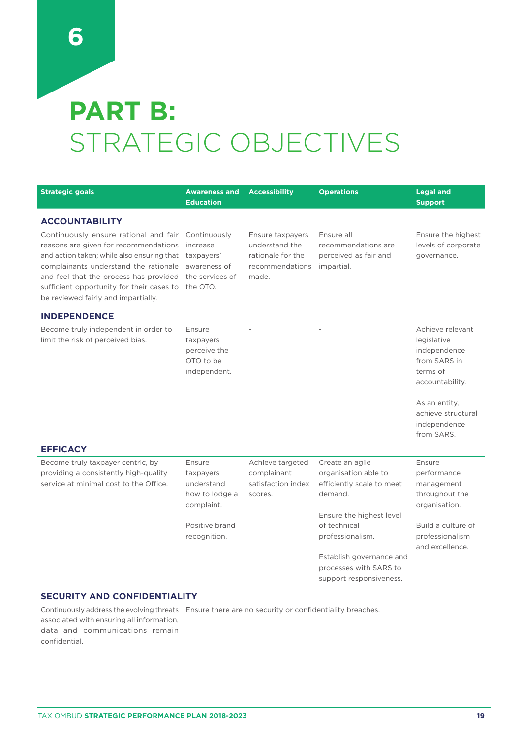# 6

# PART B: STRATEGIC OBJECTIVES

| Strategic goals | Awareness and Education | Accessibility | Operations | Legal and Support |
|---|---|---|---|---|
| **ACCOUNTABILITY** | | | | |
| Continuously ensure rational and fair reasons are given for recommendations and action taken; while also ensuring that complainants understand the rationale and feel that the process has provided sufficient opportunity for their cases to be reviewed fairly and impartially. | Continuously increase taxpayers' awareness of the services of the OTO. | Ensure taxpayers understand the rationale for the recommendations made. | Ensure all recommendations are perceived as fair and impartial. | Ensure the highest levels of corporate governance. |
| **INDEPENDENCE** | | | | |
| Become truly independent in order to limit the risk of perceived bias. | Ensure taxpayers perceive the OTO to be independent. | - | - | Achieve relevant legislative independence from SARS in terms of accountability.<br><br>As an entity, achieve structural independence from SARS. |
| **EFFICACY** | | | | |
| Become truly taxpayer centric, by providing a consistently high-quality service at minimal cost to the Office. | Ensure taxpayers understand how to lodge a complaint.<br><br>Positive brand recognition. | Achieve targeted complainant satisfaction index scores. | Create an agile organisation able to efficiently scale to meet demand.<br><br>Ensure the highest level of technical professionalism.<br><br>Establish governance and processes with SARS to support responsiveness. | Ensure performance management throughout the organisation.<br><br>Build a culture of professionalism and excellence. |
| **SECURITY AND CONFIDENTIALITY** | | | | |
| Continuously address the evolving threats associated with ensuring all information, data and communications remain confidential. | Ensure there are no security or confidentiality breaches. | | | |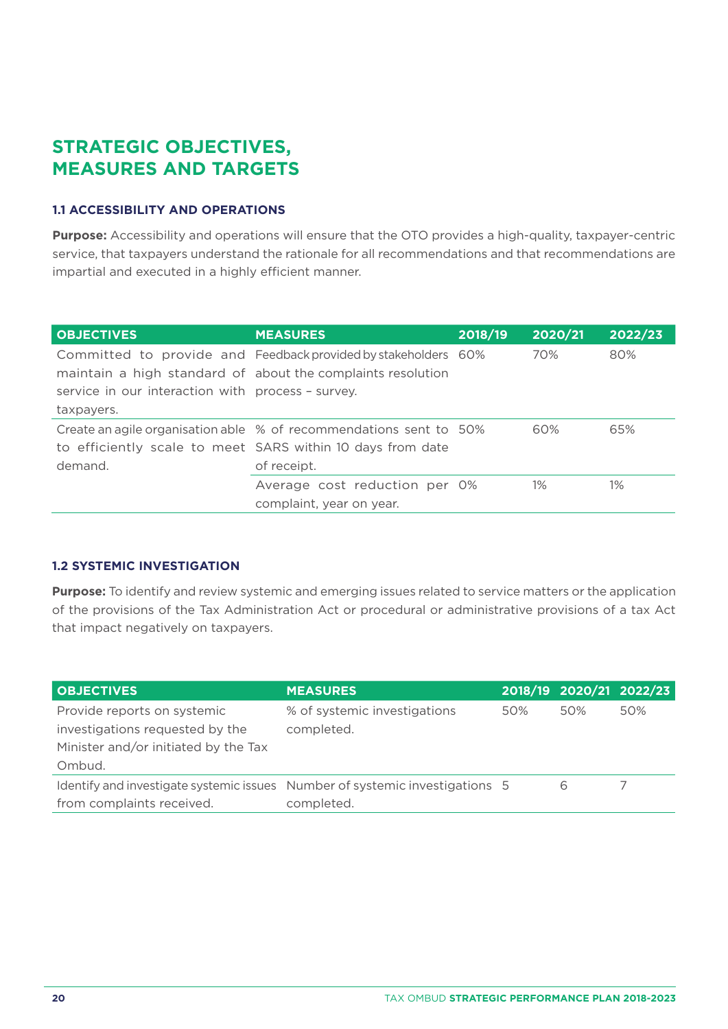# STRATEGIC OBJECTIVES, MEASURES AND TARGETS

### 1.1 ACCESSIBILITY AND OPERATIONS

**Purpose:** Accessibility and operations will ensure that the OTO provides a high-quality, taxpayer-centric service, that taxpayers understand the rationale for all recommendations and that recommendations are impartial and executed in a highly efficient manner.

| OBJECTIVES | MEASURES | 2018/19 | 2020/21 | 2022/23 |
|---|---|---|---|---|
| Committed to provide and maintain a high standard of service in our interaction with taxpayers. | Feedback provided by stakeholders about the complaints resolution process – survey. | 60% | 70% | 80% |
| Create an agile organisation able to efficiently scale to meet demand. | % of recommendations sent to SARS within 10 days from date of receipt. | 50% | 60% | 65% |
| | Average cost reduction per complaint, year on year. | 0% | 1% | 1% |

### 1.2 SYSTEMIC INVESTIGATION

**Purpose:** To identify and review systemic and emerging issues related to service matters or the application of the provisions of the Tax Administration Act or procedural or administrative provisions of a tax Act that impact negatively on taxpayers.

| OBJECTIVES | MEASURES | 2018/19 | 2020/21 | 2022/23 |
|---|---|---|---|---|
| Provide reports on systemic investigations requested by the Minister and/or initiated by the Tax Ombud. | % of systemic investigations completed. | 50% | 50% | 50% |
| Identify and investigate systemic issues from complaints received. | Number of systemic investigations completed. | 5 | 6 | 7 |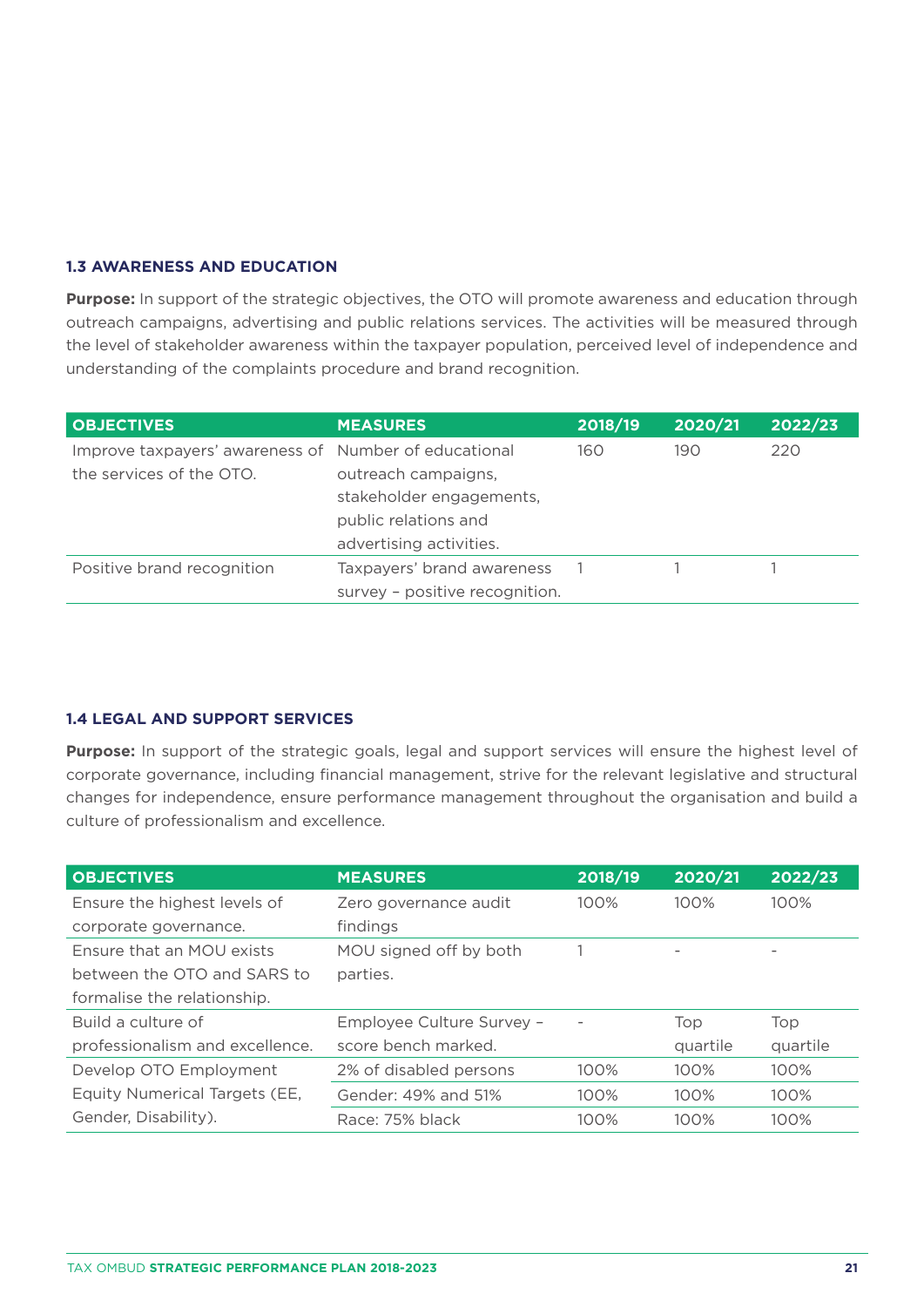### 1.3 AWARENESS AND EDUCATION

**Purpose:** In support of the strategic objectives, the OTO will promote awareness and education through outreach campaigns, advertising and public relations services. The activities will be measured through the level of stakeholder awareness within the taxpayer population, perceived level of independence and understanding of the complaints procedure and brand recognition.

| OBJECTIVES | MEASURES | 2018/19 | 2020/21 | 2022/23 |
|---|---|---|---|---|
| Improve taxpayers' awareness of the services of the OTO. | Number of educational outreach campaigns, stakeholder engagements, public relations and advertising activities. | 160 | 190 | 220 |
| Positive brand recognition | Taxpayers' brand awareness survey – positive recognition. | 1 | 1 | 1 |

### 1.4 LEGAL AND SUPPORT SERVICES

**Purpose:** In support of the strategic goals, legal and support services will ensure the highest level of corporate governance, including financial management, strive for the relevant legislative and structural changes for independence, ensure performance management throughout the organisation and build a culture of professionalism and excellence.

| OBJECTIVES | MEASURES | 2018/19 | 2020/21 | 2022/23 |
|---|---|---|---|---|
| Ensure the highest levels of corporate governance. | Zero governance audit findings | 100% | 100% | 100% |
| Ensure that an MOU exists between the OTO and SARS to formalise the relationship. | MOU signed off by both parties. | 1 | - | - |
| Build a culture of professionalism and excellence. | Employee Culture Survey – score bench marked. | - | Top quartile | Top quartile |
| Develop OTO Employment Equity Numerical Targets (EE, Gender, Disability). | 2% of disabled persons | 100% | 100% | 100% |
| | Gender: 49% and 51% | 100% | 100% | 100% |
| | Race: 75% black | 100% | 100% | 100% |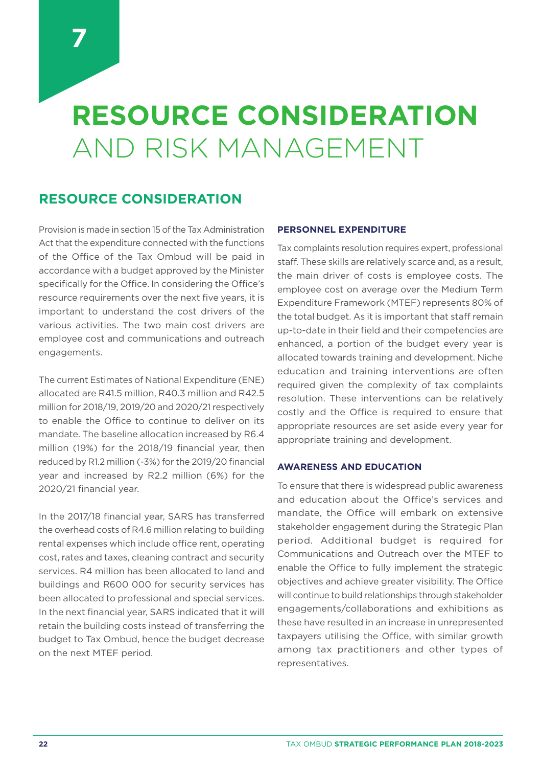# 7

# RESOURCE CONSIDERATION AND RISK MANAGEMENT

## RESOURCE CONSIDERATION

Provision is made in section 15 of the Tax Administration Act that the expenditure connected with the functions of the Office of the Tax Ombud will be paid in accordance with a budget approved by the Minister specifically for the Office. In considering the Office's resource requirements over the next five years, it is important to understand the cost drivers of the various activities. The two main cost drivers are employee cost and communications and outreach engagements.

The current Estimates of National Expenditure (ENE) allocated are R41.5 million, R40.3 million and R42.5 million for 2018/19, 2019/20 and 2020/21 respectively to enable the Office to continue to deliver on its mandate. The baseline allocation increased by R6.4 million (19%) for the 2018/19 financial year, then reduced by R1.2 million (-3%) for the 2019/20 financial year and increased by R2.2 million (6%) for the 2020/21 financial year.

In the 2017/18 financial year, SARS has transferred the overhead costs of R4.6 million relating to building rental expenses which include office rent, operating cost, rates and taxes, cleaning contract and security services. R4 million has been allocated to land and buildings and R600 000 for security services has been allocated to professional and special services. In the next financial year, SARS indicated that it will retain the building costs instead of transferring the budget to Tax Ombud, hence the budget decrease on the next MTEF period.

### PERSONNEL EXPENDITURE

Tax complaints resolution requires expert, professional staff. These skills are relatively scarce and, as a result, the main driver of costs is employee costs. The employee cost on average over the Medium Term Expenditure Framework (MTEF) represents 80% of the total budget. As it is important that staff remain up-to-date in their field and their competencies are enhanced, a portion of the budget every year is allocated towards training and development. Niche education and training interventions are often required given the complexity of tax complaints resolution. These interventions can be relatively costly and the Office is required to ensure that appropriate resources are set aside every year for appropriate training and development.

### AWARENESS AND EDUCATION

To ensure that there is widespread public awareness and education about the Office's services and mandate, the Office will embark on extensive stakeholder engagement during the Strategic Plan period. Additional budget is required for Communications and Outreach over the MTEF to enable the Office to fully implement the strategic objectives and achieve greater visibility. The Office will continue to build relationships through stakeholder engagements/collaborations and exhibitions as these have resulted in an increase in unrepresented taxpayers utilising the Office, with similar growth among tax practitioners and other types of representatives.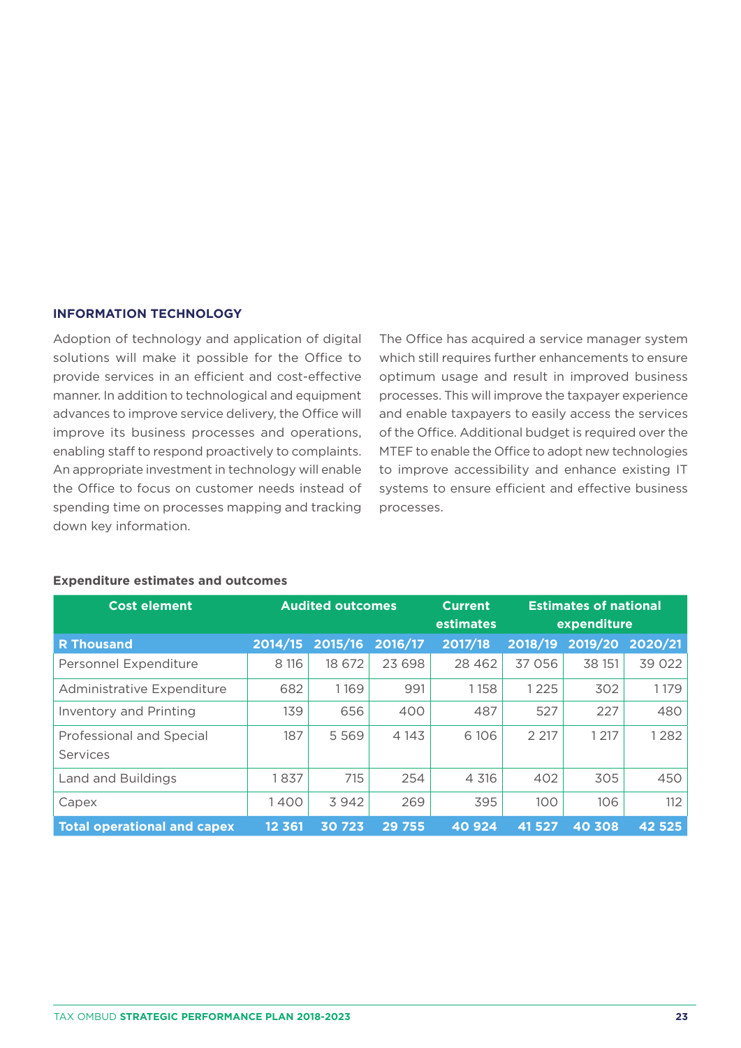### INFORMATION TECHNOLOGY

Adoption of technology and application of digital solutions will make it possible for the Office to provide services in an efficient and cost-effective manner. In addition to technological and equipment advances to improve service delivery, the Office will improve its business processes and operations, enabling staff to respond proactively to complaints. An appropriate investment in technology will enable the Office to focus on customer needs instead of spending time on processes mapping and tracking down key information.

The Office has acquired a service manager system which still requires further enhancements to ensure optimum usage and result in improved business processes. This will improve the taxpayer experience and enable taxpayers to easily access the services of the Office. Additional budget is required over the MTEF to enable the Office to adopt new technologies to improve accessibility and enhance existing IT systems to ensure efficient and effective business processes.

**Expenditure estimates and outcomes**

| Cost element | Audited outcomes | | | Current estimates | Estimates of national expenditure | | |
|---|---|---|---|---|---|---|---|
| **R Thousand** | **2014/15** | **2015/16** | **2016/17** | **2017/18** | **2018/19** | **2019/20** | **2020/21** |
| Personnel Expenditure | 8 116 | 18 672 | 23 698 | 28 462 | 37 056 | 38 151 | 39 022 |
| Administrative Expenditure | 682 | 1 169 | 991 | 1 158 | 1 225 | 302 | 1 179 |
| Inventory and Printing | 139 | 656 | 400 | 487 | 527 | 227 | 480 |
| Professional and Special Services | 187 | 5 569 | 4 143 | 6 106 | 2 217 | 1 217 | 1 282 |
| Land and Buildings | 1 837 | 715 | 254 | 4 316 | 402 | 305 | 450 |
| Capex | 1 400 | 3 942 | 269 | 395 | 100 | 106 | 112 |
| **Total operational and capex** | **12 361** | **30 723** | **29 755** | **40 924** | **41 527** | **40 308** | **42 525** |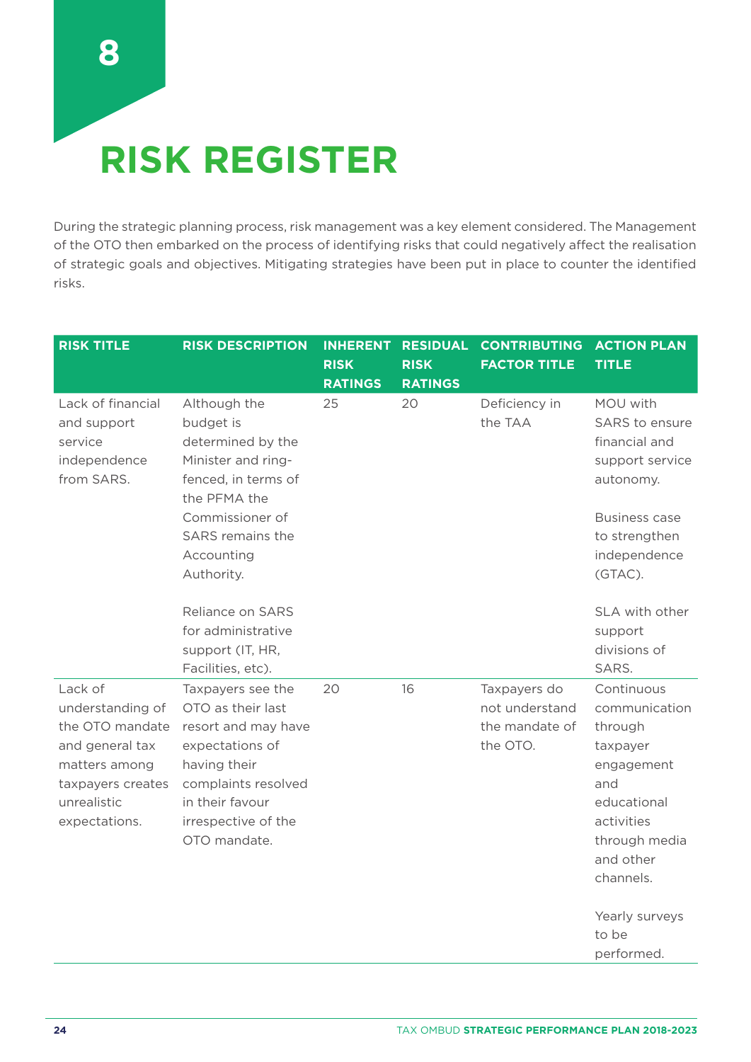# 8

# RISK REGISTER

During the strategic planning process, risk management was a key element considered. The Management of the OTO then embarked on the process of identifying risks that could negatively affect the realisation of strategic goals and objectives. Mitigating strategies have been put in place to counter the identified risks.

| RISK TITLE | RISK DESCRIPTION | INHERENT RISK RATINGS | RESIDUAL RISK RATINGS | CONTRIBUTING FACTOR TITLE | ACTION PLAN TITLE |
|---|---|---|---|---|---|
| Lack of financial and support service independence from SARS. | Although the budget is determined by the Minister and ring-fenced, in terms of the PFMA the Commissioner of SARS remains the Accounting Authority.<br><br>Reliance on SARS for administrative support (IT, HR, Facilities, etc). | 25 | 20 | Deficiency in the TAA | MOU with SARS to ensure financial and support service autonomy.<br><br>Business case to strengthen independence (GTAC).<br><br>SLA with other support divisions of SARS. |
| Lack of understanding of the OTO mandate and general tax matters among taxpayers creates unrealistic expectations. | Taxpayers see the OTO as their last resort and may have expectations of having their complaints resolved in their favour irrespective of the OTO mandate. | 20 | 16 | Taxpayers do not understand the mandate of the OTO. | Continuous communication through taxpayer engagement and educational activities through media and other channels.<br><br>Yearly surveys to be performed. |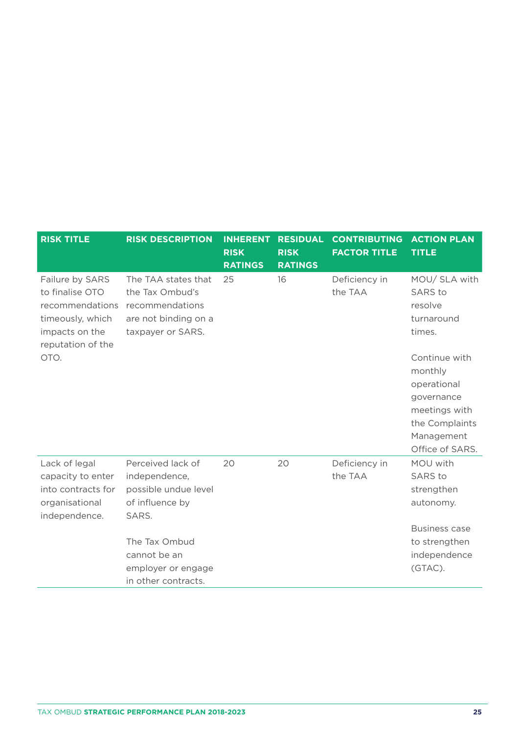| RISK TITLE | RISK DESCRIPTION | INHERENT RISK RATINGS | RESIDUAL RISK RATINGS | CONTRIBUTING FACTOR TITLE | ACTION PLAN TITLE |
|---|---|---|---|---|---|
| Failure by SARS to finalise OTO recommendations timeously, which impacts on the reputation of the OTO. | The TAA states that the Tax Ombud's recommendations are not binding on a taxpayer or SARS. | 25 | 16 | Deficiency in the TAA | MOU/ SLA with SARS to resolve turnaround times.<br><br>Continue with monthly operational governance meetings with the Complaints Management Office of SARS. |
| Lack of legal capacity to enter into contracts for organisational independence. | Perceived lack of independence, possible undue level of influence by SARS.<br><br>The Tax Ombud cannot be an employer or engage in other contracts. | 20 | 20 | Deficiency in the TAA | MOU with SARS to strengthen autonomy.<br><br>Business case to strengthen independence (GTAC). |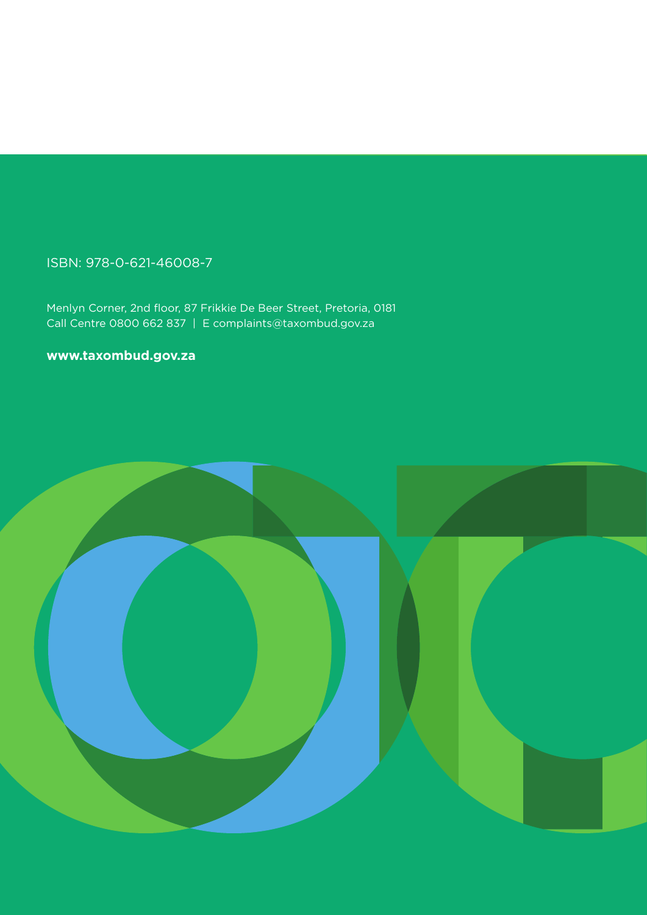ISBN: 978-0-621-46008-7

Menlyn Corner, 2nd floor, 87 Frikkie De Beer Street, Pretoria, 0181
Call Centre 0800 662 837 | E complaints@taxombud.gov.za

**www.taxombud.gov.za**